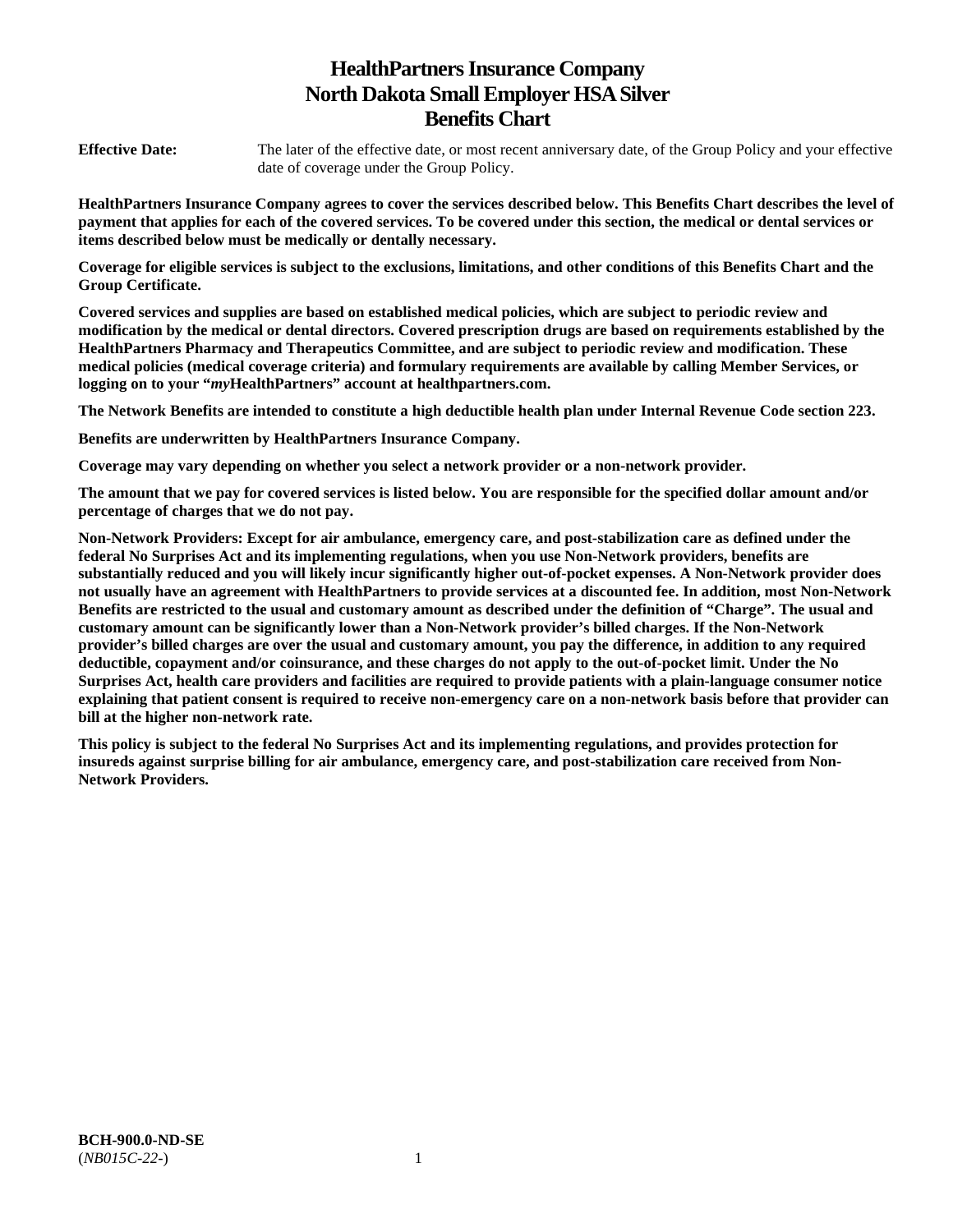# HealthPartners Insurance Company
# North Dakota Small Employer HSA Silver
# Benefits Chart

**Effective Date:** The later of the effective date, or most recent anniversary date, of the Group Policy and your effective date of coverage under the Group Policy.

**HealthPartners Insurance Company agrees to cover the services described below. This Benefits Chart describes the level of payment that applies for each of the covered services. To be covered under this section, the medical or dental services or items described below must be medically or dentally necessary.**

**Coverage for eligible services is subject to the exclusions, limitations, and other conditions of this Benefits Chart and the Group Certificate.**

**Covered services and supplies are based on established medical policies, which are subject to periodic review and modification by the medical or dental directors. Covered prescription drugs are based on requirements established by the HealthPartners Pharmacy and Therapeutics Committee, and are subject to periodic review and modification. These medical policies (medical coverage criteria) and formulary requirements are available by calling Member Services, or logging on to your "*my*HealthPartners" account at healthpartners.com.**

**The Network Benefits are intended to constitute a high deductible health plan under Internal Revenue Code section 223.**

**Benefits are underwritten by HealthPartners Insurance Company.**

**Coverage may vary depending on whether you select a network provider or a non-network provider.**

**The amount that we pay for covered services is listed below. You are responsible for the specified dollar amount and/or percentage of charges that we do not pay.**

**Non-Network Providers: Except for air ambulance, emergency care, and post-stabilization care as defined under the federal No Surprises Act and its implementing regulations, when you use Non-Network providers, benefits are substantially reduced and you will likely incur significantly higher out-of-pocket expenses. A Non-Network provider does not usually have an agreement with HealthPartners to provide services at a discounted fee. In addition, most Non-Network Benefits are restricted to the usual and customary amount as described under the definition of "Charge". The usual and customary amount can be significantly lower than a Non-Network provider's billed charges. If the Non-Network provider's billed charges are over the usual and customary amount, you pay the difference, in addition to any required deductible, copayment and/or coinsurance, and these charges do not apply to the out-of-pocket limit. Under the No Surprises Act, health care providers and facilities are required to provide patients with a plain-language consumer notice explaining that patient consent is required to receive non-emergency care on a non-network basis before that provider can bill at the higher non-network rate.**

**This policy is subject to the federal No Surprises Act and its implementing regulations, and provides protection for insureds against surprise billing for air ambulance, emergency care, and post-stabilization care received from Non-Network Providers.**

**BCH-900.0-ND-SE**
(*NB015C-22-*)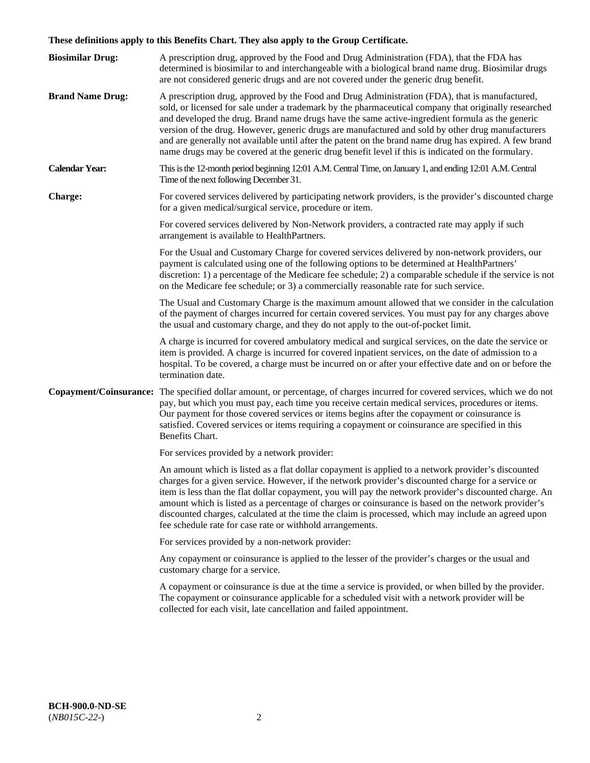**These definitions apply to this Benefits Chart. They also apply to the Group Certificate.**

**Biosimilar Drug:** A prescription drug, approved by the Food and Drug Administration (FDA), that the FDA has determined is biosimilar to and interchangeable with a biological brand name drug. Biosimilar drugs are not considered generic drugs and are not covered under the generic drug benefit.

**Brand Name Drug:** A prescription drug, approved by the Food and Drug Administration (FDA), that is manufactured, sold, or licensed for sale under a trademark by the pharmaceutical company that originally researched and developed the drug. Brand name drugs have the same active-ingredient formula as the generic version of the drug. However, generic drugs are manufactured and sold by other drug manufacturers and are generally not available until after the patent on the brand name drug has expired. A few brand name drugs may be covered at the generic drug benefit level if this is indicated on the formulary.

**Calendar Year:** This is the 12-month period beginning 12:01 A.M. Central Time, on January 1, and ending 12:01 A.M. Central Time of the next following December 31.

**Charge:** For covered services delivered by participating network providers, is the provider's discounted charge for a given medical/surgical service, procedure or item.

For covered services delivered by Non-Network providers, a contracted rate may apply if such arrangement is available to HealthPartners.

For the Usual and Customary Charge for covered services delivered by non-network providers, our payment is calculated using one of the following options to be determined at HealthPartners' discretion: 1) a percentage of the Medicare fee schedule; 2) a comparable schedule if the service is not on the Medicare fee schedule; or 3) a commercially reasonable rate for such service.

The Usual and Customary Charge is the maximum amount allowed that we consider in the calculation of the payment of charges incurred for certain covered services. You must pay for any charges above the usual and customary charge, and they do not apply to the out-of-pocket limit.

A charge is incurred for covered ambulatory medical and surgical services, on the date the service or item is provided. A charge is incurred for covered inpatient services, on the date of admission to a hospital. To be covered, a charge must be incurred on or after your effective date and on or before the termination date.

**Copayment/Coinsurance:** The specified dollar amount, or percentage, of charges incurred for covered services, which we do not pay, but which you must pay, each time you receive certain medical services, procedures or items. Our payment for those covered services or items begins after the copayment or coinsurance is satisfied. Covered services or items requiring a copayment or coinsurance are specified in this Benefits Chart.

For services provided by a network provider:

An amount which is listed as a flat dollar copayment is applied to a network provider's discounted charges for a given service. However, if the network provider's discounted charge for a service or item is less than the flat dollar copayment, you will pay the network provider's discounted charge. An amount which is listed as a percentage of charges or coinsurance is based on the network provider's discounted charges, calculated at the time the claim is processed, which may include an agreed upon fee schedule rate for case rate or withhold arrangements.

For services provided by a non-network provider:

Any copayment or coinsurance is applied to the lesser of the provider's charges or the usual and customary charge for a service.

A copayment or coinsurance is due at the time a service is provided, or when billed by the provider. The copayment or coinsurance applicable for a scheduled visit with a network provider will be collected for each visit, late cancellation and failed appointment.

**BCH-900.0-ND-SE**
(*NB015C-22-*)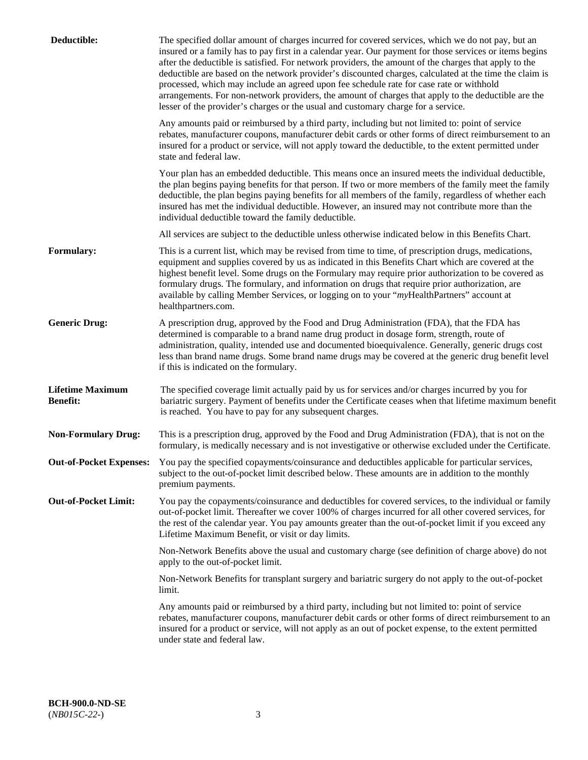**Deductible:** The specified dollar amount of charges incurred for covered services, which we do not pay, but an insured or a family has to pay first in a calendar year. Our payment for those services or items begins after the deductible is satisfied. For network providers, the amount of the charges that apply to the deductible are based on the network provider's discounted charges, calculated at the time the claim is processed, which may include an agreed upon fee schedule rate for case rate or withhold arrangements. For non-network providers, the amount of charges that apply to the deductible are the lesser of the provider's charges or the usual and customary charge for a service.

Any amounts paid or reimbursed by a third party, including but not limited to: point of service rebates, manufacturer coupons, manufacturer debit cards or other forms of direct reimbursement to an insured for a product or service, will not apply toward the deductible, to the extent permitted under state and federal law.

Your plan has an embedded deductible. This means once an insured meets the individual deductible, the plan begins paying benefits for that person. If two or more members of the family meet the family deductible, the plan begins paying benefits for all members of the family, regardless of whether each insured has met the individual deductible. However, an insured may not contribute more than the individual deductible toward the family deductible.

All services are subject to the deductible unless otherwise indicated below in this Benefits Chart.

**Formulary:** This is a current list, which may be revised from time to time, of prescription drugs, medications, equipment and supplies covered by us as indicated in this Benefits Chart which are covered at the highest benefit level. Some drugs on the Formulary may require prior authorization to be covered as formulary drugs. The formulary, and information on drugs that require prior authorization, are available by calling Member Services, or logging on to your "*my*HealthPartners" account at healthpartners.com.

**Generic Drug:** A prescription drug, approved by the Food and Drug Administration (FDA), that the FDA has determined is comparable to a brand name drug product in dosage form, strength, route of administration, quality, intended use and documented bioequivalence. Generally, generic drugs cost less than brand name drugs. Some brand name drugs may be covered at the generic drug benefit level if this is indicated on the formulary.

**Lifetime Maximum Benefit:** The specified coverage limit actually paid by us for services and/or charges incurred by you for bariatric surgery. Payment of benefits under the Certificate ceases when that lifetime maximum benefit is reached. You have to pay for any subsequent charges.

**Non-Formulary Drug:** This is a prescription drug, approved by the Food and Drug Administration (FDA), that is not on the formulary, is medically necessary and is not investigative or otherwise excluded under the Certificate.

**Out-of-Pocket Expenses:** You pay the specified copayments/coinsurance and deductibles applicable for particular services, subject to the out-of-pocket limit described below. These amounts are in addition to the monthly premium payments.

**Out-of-Pocket Limit:** You pay the copayments/coinsurance and deductibles for covered services, to the individual or family out-of-pocket limit. Thereafter we cover 100% of charges incurred for all other covered services, for the rest of the calendar year. You pay amounts greater than the out-of-pocket limit if you exceed any Lifetime Maximum Benefit, or visit or day limits.

Non-Network Benefits above the usual and customary charge (see definition of charge above) do not apply to the out-of-pocket limit.

Non-Network Benefits for transplant surgery and bariatric surgery do not apply to the out-of-pocket limit.

Any amounts paid or reimbursed by a third party, including but not limited to: point of service rebates, manufacturer coupons, manufacturer debit cards or other forms of direct reimbursement to an insured for a product or service, will not apply as an out of pocket expense, to the extent permitted under state and federal law.

**BCH-900.0-ND-SE**
(*NB015C-22-*)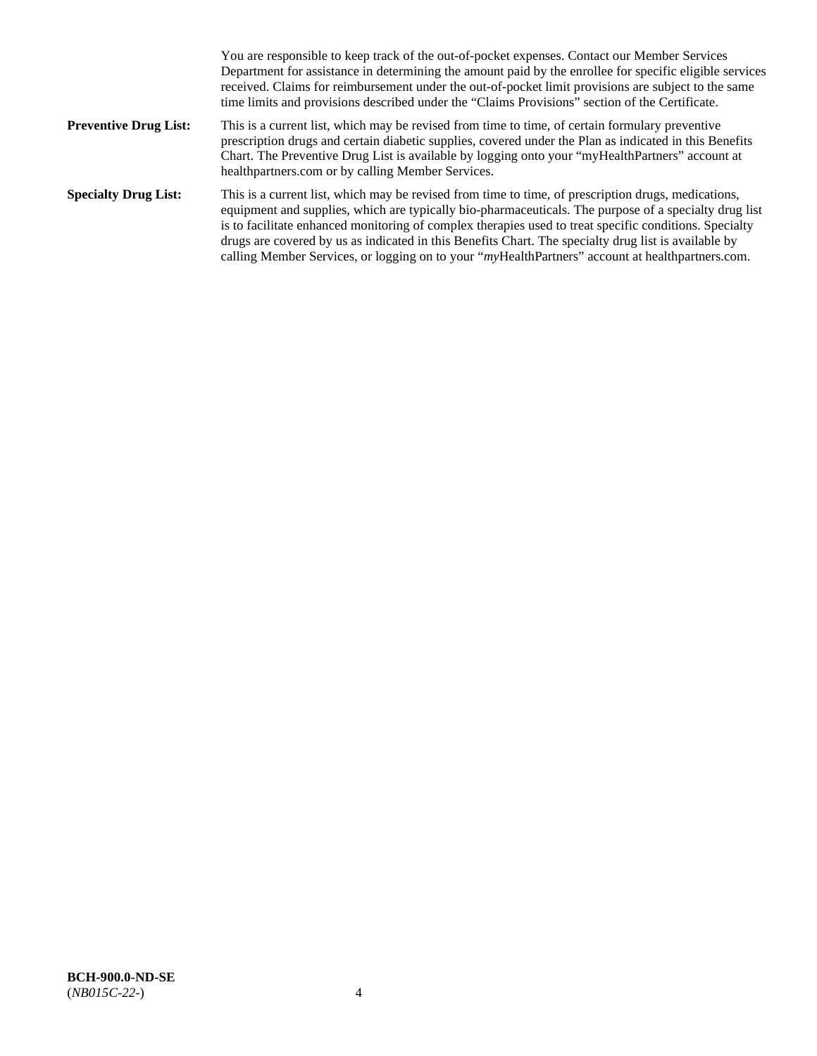You are responsible to keep track of the out-of-pocket expenses. Contact our Member Services Department for assistance in determining the amount paid by the enrollee for specific eligible services received. Claims for reimbursement under the out-of-pocket limit provisions are subject to the same time limits and provisions described under the "Claims Provisions" section of the Certificate.

**Preventive Drug List:** This is a current list, which may be revised from time to time, of certain formulary preventive prescription drugs and certain diabetic supplies, covered under the Plan as indicated in this Benefits Chart. The Preventive Drug List is available by logging onto your "myHealthPartners" account at healthpartners.com or by calling Member Services.

**Specialty Drug List:** This is a current list, which may be revised from time to time, of prescription drugs, medications, equipment and supplies, which are typically bio-pharmaceuticals. The purpose of a specialty drug list is to facilitate enhanced monitoring of complex therapies used to treat specific conditions. Specialty drugs are covered by us as indicated in this Benefits Chart. The specialty drug list is available by calling Member Services, or logging on to your "*my*HealthPartners" account at healthpartners.com.

**BCH-900.0-ND-SE**
(*NB015C-22-*)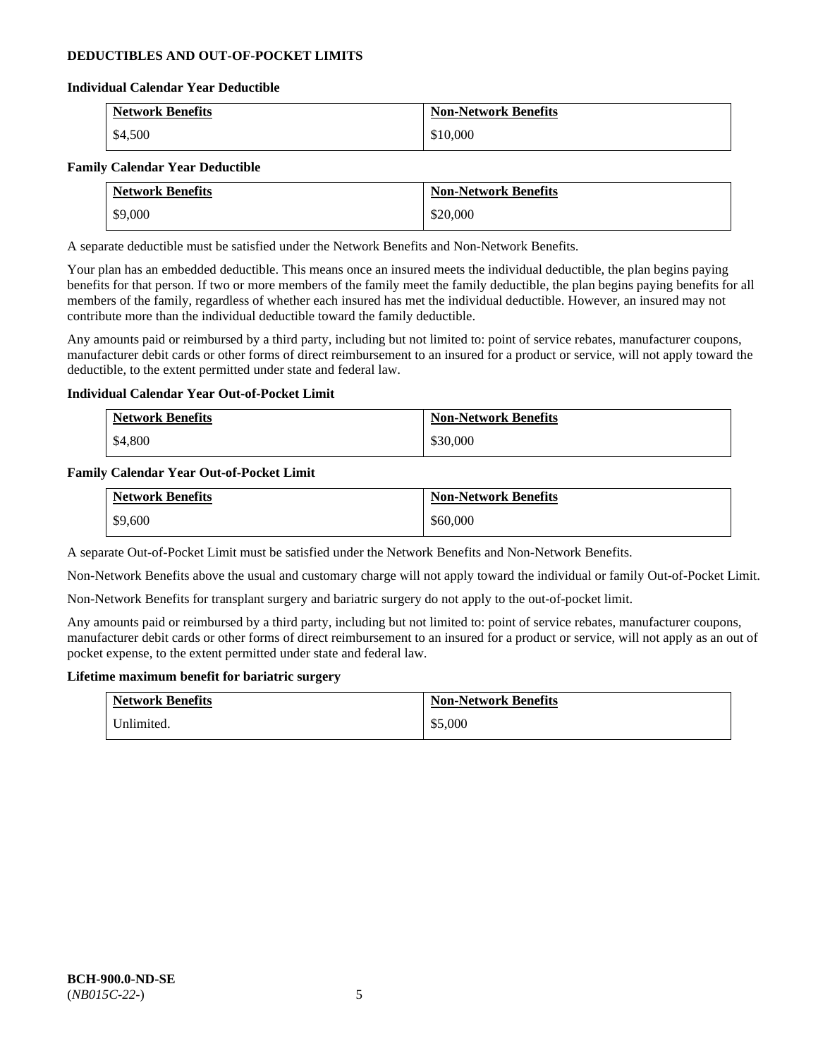## DEDUCTIBLES AND OUT-OF-POCKET LIMITS

### Individual Calendar Year Deductible

| Network Benefits | Non-Network Benefits |
|---|---|
| $4,500 | $10,000 |

### Family Calendar Year Deductible

| Network Benefits | Non-Network Benefits |
|---|---|
| $9,000 | $20,000 |

A separate deductible must be satisfied under the Network Benefits and Non-Network Benefits.

Your plan has an embedded deductible. This means once an insured meets the individual deductible, the plan begins paying benefits for that person. If two or more members of the family meet the family deductible, the plan begins paying benefits for all members of the family, regardless of whether each insured has met the individual deductible. However, an insured may not contribute more than the individual deductible toward the family deductible.

Any amounts paid or reimbursed by a third party, including but not limited to: point of service rebates, manufacturer coupons, manufacturer debit cards or other forms of direct reimbursement to an insured for a product or service, will not apply toward the deductible, to the extent permitted under state and federal law.

### Individual Calendar Year Out-of-Pocket Limit

| Network Benefits | Non-Network Benefits |
|---|---|
| $4,800 | $30,000 |

### Family Calendar Year Out-of-Pocket Limit

| Network Benefits | Non-Network Benefits |
|---|---|
| $9,600 | $60,000 |

A separate Out-of-Pocket Limit must be satisfied under the Network Benefits and Non-Network Benefits.

Non-Network Benefits above the usual and customary charge will not apply toward the individual or family Out-of-Pocket Limit.

Non-Network Benefits for transplant surgery and bariatric surgery do not apply to the out-of-pocket limit.

Any amounts paid or reimbursed by a third party, including but not limited to: point of service rebates, manufacturer coupons, manufacturer debit cards or other forms of direct reimbursement to an insured for a product or service, will not apply as an out of pocket expense, to the extent permitted under state and federal law.

### Lifetime maximum benefit for bariatric surgery

| Network Benefits | Non-Network Benefits |
|---|---|
| Unlimited. | $5,000 |

**BCH-900.0-ND-SE**
(*NB015C-22-*)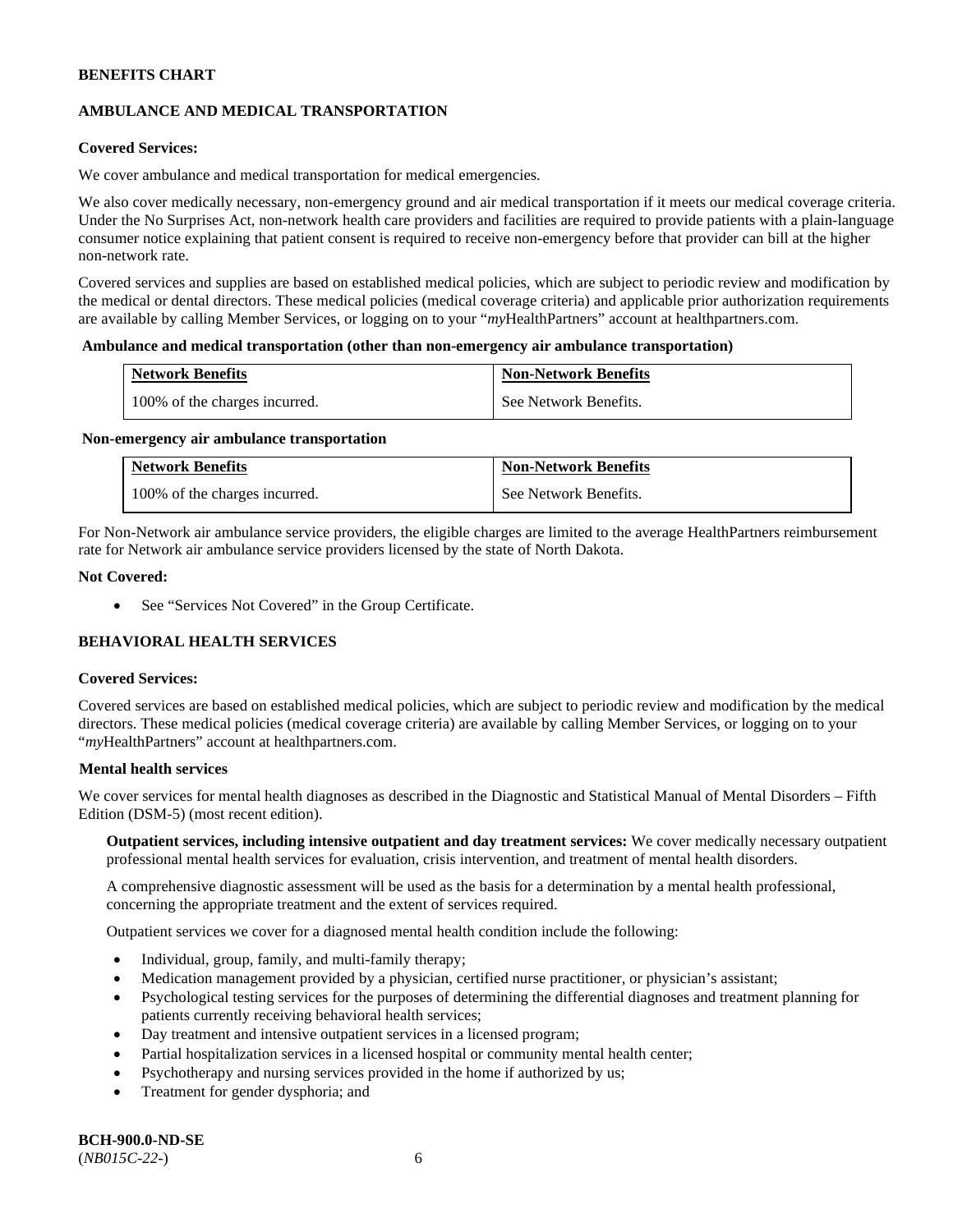**BENEFITS CHART**

**AMBULANCE AND MEDICAL TRANSPORTATION**

**Covered Services:**

We cover ambulance and medical transportation for medical emergencies.

We also cover medically necessary, non-emergency ground and air medical transportation if it meets our medical coverage criteria. Under the No Surprises Act, non-network health care providers and facilities are required to provide patients with a plain-language consumer notice explaining that patient consent is required to receive non-emergency before that provider can bill at the higher non-network rate.

Covered services and supplies are based on established medical policies, which are subject to periodic review and modification by the medical or dental directors. These medical policies (medical coverage criteria) and applicable prior authorization requirements are available by calling Member Services, or logging on to your "*my*HealthPartners" account at healthpartners.com.

**Ambulance and medical transportation (other than non-emergency air ambulance transportation)**

| Network Benefits | Non-Network Benefits |
|---|---|
| 100% of the charges incurred. | See Network Benefits. |

**Non-emergency air ambulance transportation**

| Network Benefits | Non-Network Benefits |
|---|---|
| 100% of the charges incurred. | See Network Benefits. |

For Non-Network air ambulance service providers, the eligible charges are limited to the average HealthPartners reimbursement rate for Network air ambulance service providers licensed by the state of North Dakota.

**Not Covered:**

- See "Services Not Covered" in the Group Certificate.

**BEHAVIORAL HEALTH SERVICES**

**Covered Services:**

Covered services are based on established medical policies, which are subject to periodic review and modification by the medical directors. These medical policies (medical coverage criteria) are available by calling Member Services, or logging on to your "*my*HealthPartners" account at healthpartners.com.

**Mental health services**

We cover services for mental health diagnoses as described in the Diagnostic and Statistical Manual of Mental Disorders – Fifth Edition (DSM-5) (most recent edition).

**Outpatient services, including intensive outpatient and day treatment services:** We cover medically necessary outpatient professional mental health services for evaluation, crisis intervention, and treatment of mental health disorders.

A comprehensive diagnostic assessment will be used as the basis for a determination by a mental health professional, concerning the appropriate treatment and the extent of services required.

Outpatient services we cover for a diagnosed mental health condition include the following:

- Individual, group, family, and multi-family therapy;
- Medication management provided by a physician, certified nurse practitioner, or physician's assistant;
- Psychological testing services for the purposes of determining the differential diagnoses and treatment planning for patients currently receiving behavioral health services;
- Day treatment and intensive outpatient services in a licensed program;
- Partial hospitalization services in a licensed hospital or community mental health center;
- Psychotherapy and nursing services provided in the home if authorized by us;
- Treatment for gender dysphoria; and

**BCH-900.0-ND-SE**
(*NB015C-22-*)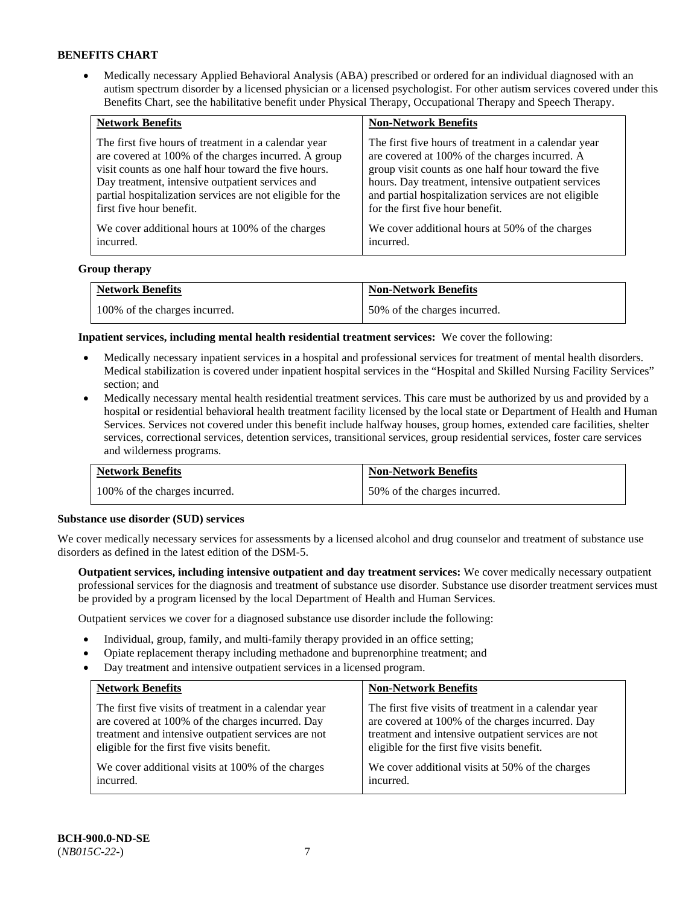**BENEFITS CHART**

- Medically necessary Applied Behavioral Analysis (ABA) prescribed or ordered for an individual diagnosed with an autism spectrum disorder by a licensed physician or a licensed psychologist. For other autism services covered under this Benefits Chart, see the habilitative benefit under Physical Therapy, Occupational Therapy and Speech Therapy.

| Network Benefits | Non-Network Benefits |
|---|---|
| The first five hours of treatment in a calendar year are covered at 100% of the charges incurred. A group visit counts as one half hour toward the five hours. Day treatment, intensive outpatient services and partial hospitalization services are not eligible for the first five hour benefit.<br><br>We cover additional hours at 100% of the charges incurred. | The first five hours of treatment in a calendar year are covered at 100% of the charges incurred. A group visit counts as one half hour toward the five hours. Day treatment, intensive outpatient services and partial hospitalization services are not eligible for the first five hour benefit.<br><br>We cover additional hours at 50% of the charges incurred. |

**Group therapy**

| Network Benefits | Non-Network Benefits |
|---|---|
| 100% of the charges incurred. | 50% of the charges incurred. |

**Inpatient services, including mental health residential treatment services:** We cover the following:

- Medically necessary inpatient services in a hospital and professional services for treatment of mental health disorders. Medical stabilization is covered under inpatient hospital services in the "Hospital and Skilled Nursing Facility Services" section; and
- Medically necessary mental health residential treatment services. This care must be authorized by us and provided by a hospital or residential behavioral health treatment facility licensed by the local state or Department of Health and Human Services. Services not covered under this benefit include halfway houses, group homes, extended care facilities, shelter services, correctional services, detention services, transitional services, group residential services, foster care services and wilderness programs.

| Network Benefits | Non-Network Benefits |
|---|---|
| 100% of the charges incurred. | 50% of the charges incurred. |

**Substance use disorder (SUD) services**

We cover medically necessary services for assessments by a licensed alcohol and drug counselor and treatment of substance use disorders as defined in the latest edition of the DSM-5.

**Outpatient services, including intensive outpatient and day treatment services:** We cover medically necessary outpatient professional services for the diagnosis and treatment of substance use disorder. Substance use disorder treatment services must be provided by a program licensed by the local Department of Health and Human Services.

Outpatient services we cover for a diagnosed substance use disorder include the following:

- Individual, group, family, and multi-family therapy provided in an office setting;
- Opiate replacement therapy including methadone and buprenorphine treatment; and
- Day treatment and intensive outpatient services in a licensed program.

| Network Benefits | Non-Network Benefits |
|---|---|
| The first five visits of treatment in a calendar year are covered at 100% of the charges incurred. Day treatment and intensive outpatient services are not eligible for the first five visits benefit.<br><br>We cover additional visits at 100% of the charges incurred. | The first five visits of treatment in a calendar year are covered at 100% of the charges incurred. Day treatment and intensive outpatient services are not eligible for the first five visits benefit.<br><br>We cover additional visits at 50% of the charges incurred. |

BCH-900.0-ND-SE
(*NB015C-22-*)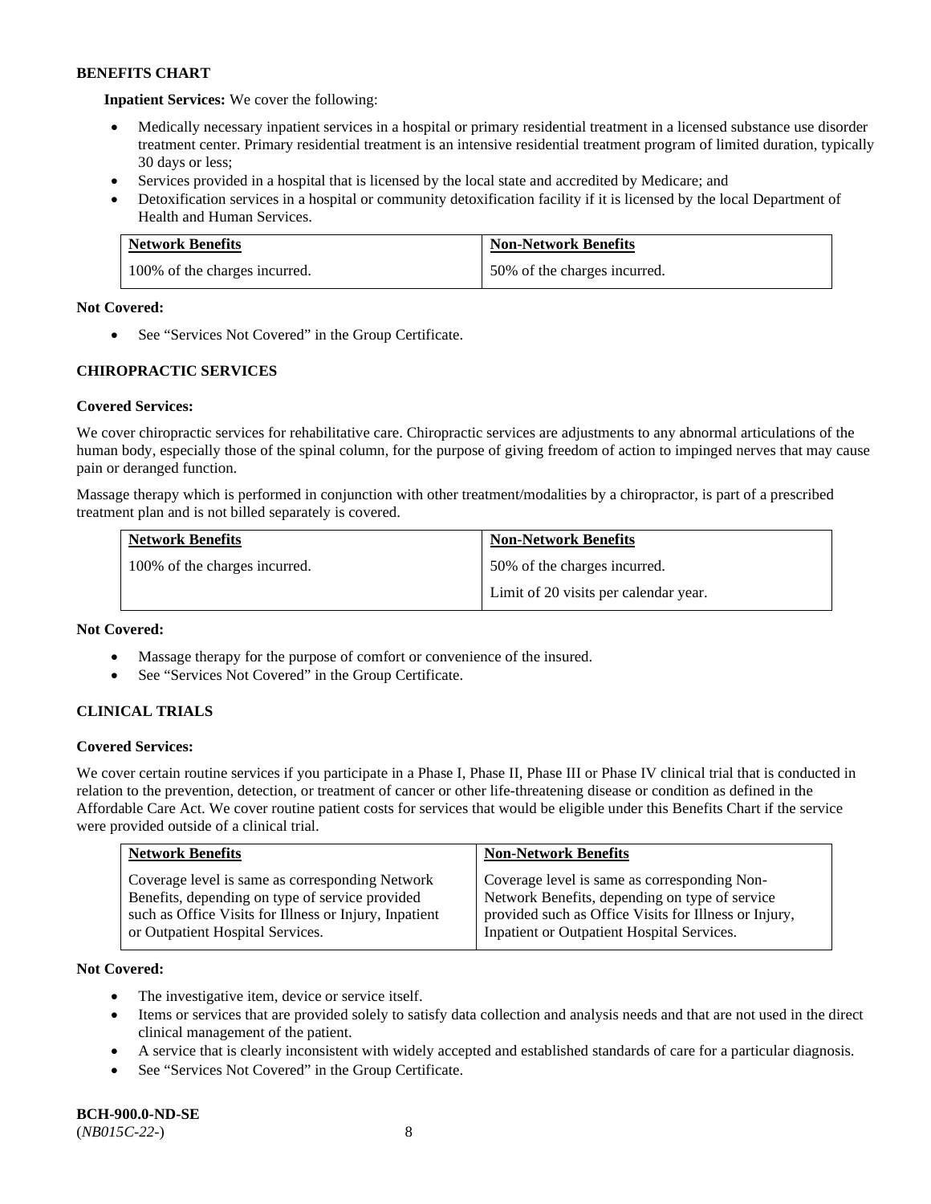**BENEFITS CHART**

**Inpatient Services:** We cover the following:

- Medically necessary inpatient services in a hospital or primary residential treatment in a licensed substance use disorder treatment center. Primary residential treatment is an intensive residential treatment program of limited duration, typically 30 days or less;
- Services provided in a hospital that is licensed by the local state and accredited by Medicare; and
- Detoxification services in a hospital or community detoxification facility if it is licensed by the local Department of Health and Human Services.

| Network Benefits | Non-Network Benefits |
| --- | --- |
| 100% of the charges incurred. | 50% of the charges incurred. |

**Not Covered:**

- See "Services Not Covered" in the Group Certificate.

### CHIROPRACTIC SERVICES

**Covered Services:**

We cover chiropractic services for rehabilitative care. Chiropractic services are adjustments to any abnormal articulations of the human body, especially those of the spinal column, for the purpose of giving freedom of action to impinged nerves that may cause pain or deranged function.

Massage therapy which is performed in conjunction with other treatment/modalities by a chiropractor, is part of a prescribed treatment plan and is not billed separately is covered.

| Network Benefits | Non-Network Benefits |
| --- | --- |
| 100% of the charges incurred. | 50% of the charges incurred.<br>Limit of 20 visits per calendar year. |

**Not Covered:**

- Massage therapy for the purpose of comfort or convenience of the insured.
- See "Services Not Covered" in the Group Certificate.

### CLINICAL TRIALS

**Covered Services:**

We cover certain routine services if you participate in a Phase I, Phase II, Phase III or Phase IV clinical trial that is conducted in relation to the prevention, detection, or treatment of cancer or other life-threatening disease or condition as defined in the Affordable Care Act. We cover routine patient costs for services that would be eligible under this Benefits Chart if the service were provided outside of a clinical trial.

| Network Benefits | Non-Network Benefits |
| --- | --- |
| Coverage level is same as corresponding Network Benefits, depending on type of service provided such as Office Visits for Illness or Injury, Inpatient or Outpatient Hospital Services. | Coverage level is same as corresponding Non-Network Benefits, depending on type of service provided such as Office Visits for Illness or Injury, Inpatient or Outpatient Hospital Services. |

**Not Covered:**

- The investigative item, device or service itself.
- Items or services that are provided solely to satisfy data collection and analysis needs and that are not used in the direct clinical management of the patient.
- A service that is clearly inconsistent with widely accepted and established standards of care for a particular diagnosis.
- See "Services Not Covered" in the Group Certificate.

**BCH-900.0-ND-SE**
(*NB015C-22-*)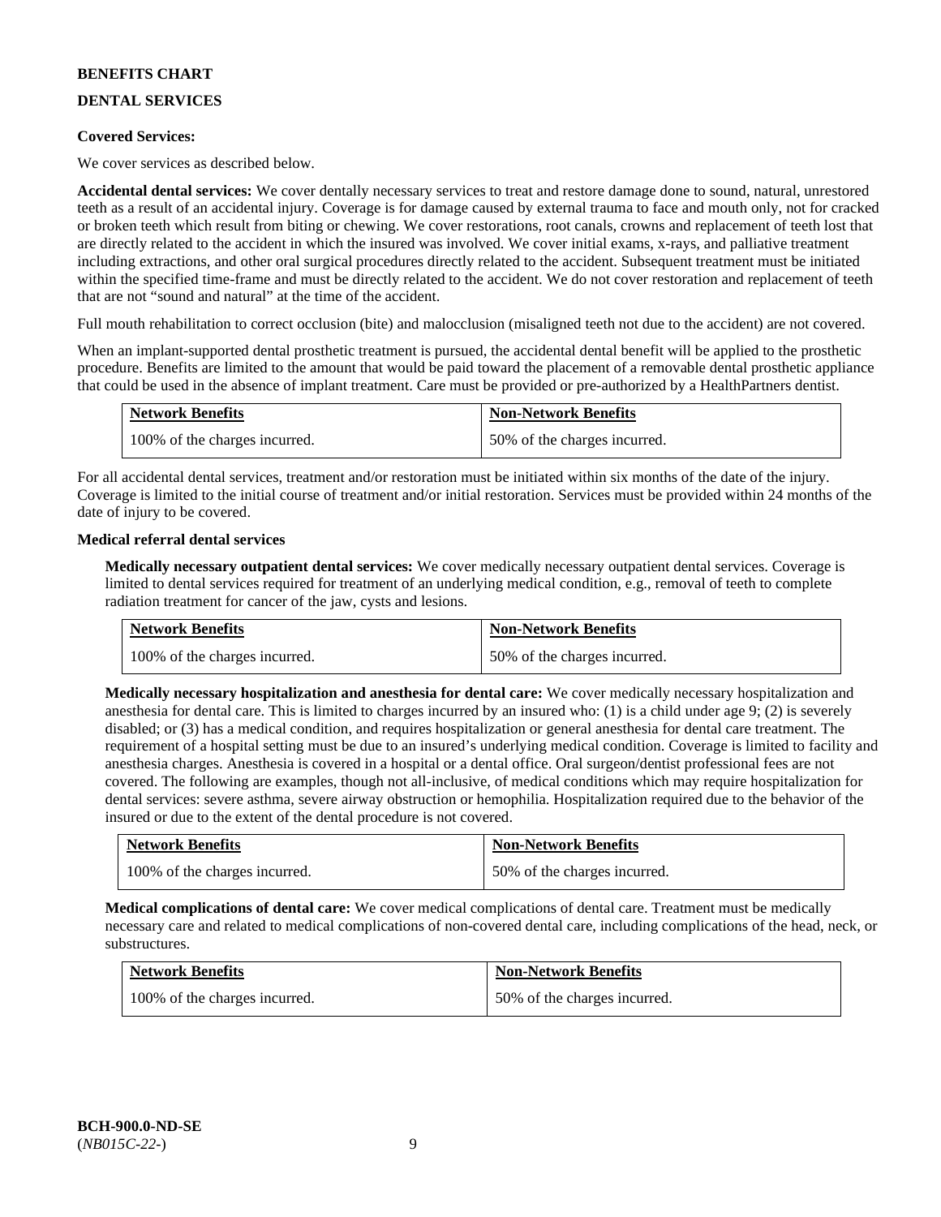**BENEFITS CHART**

**DENTAL SERVICES**

**Covered Services:**

We cover services as described below.

**Accidental dental services:** We cover dentally necessary services to treat and restore damage done to sound, natural, unrestored teeth as a result of an accidental injury. Coverage is for damage caused by external trauma to face and mouth only, not for cracked or broken teeth which result from biting or chewing. We cover restorations, root canals, crowns and replacement of teeth lost that are directly related to the accident in which the insured was involved. We cover initial exams, x-rays, and palliative treatment including extractions, and other oral surgical procedures directly related to the accident. Subsequent treatment must be initiated within the specified time-frame and must be directly related to the accident. We do not cover restoration and replacement of teeth that are not "sound and natural" at the time of the accident.

Full mouth rehabilitation to correct occlusion (bite) and malocclusion (misaligned teeth not due to the accident) are not covered.

When an implant-supported dental prosthetic treatment is pursued, the accidental dental benefit will be applied to the prosthetic procedure. Benefits are limited to the amount that would be paid toward the placement of a removable dental prosthetic appliance that could be used in the absence of implant treatment. Care must be provided or pre-authorized by a HealthPartners dentist.

| Network Benefits | Non-Network Benefits |
| --- | --- |
| 100% of the charges incurred. | 50% of the charges incurred. |

For all accidental dental services, treatment and/or restoration must be initiated within six months of the date of the injury. Coverage is limited to the initial course of treatment and/or initial restoration. Services must be provided within 24 months of the date of injury to be covered.

**Medical referral dental services**

**Medically necessary outpatient dental services:** We cover medically necessary outpatient dental services. Coverage is limited to dental services required for treatment of an underlying medical condition, e.g., removal of teeth to complete radiation treatment for cancer of the jaw, cysts and lesions.

| Network Benefits | Non-Network Benefits |
| --- | --- |
| 100% of the charges incurred. | 50% of the charges incurred. |

**Medically necessary hospitalization and anesthesia for dental care:** We cover medically necessary hospitalization and anesthesia for dental care. This is limited to charges incurred by an insured who: (1) is a child under age 9; (2) is severely disabled; or (3) has a medical condition, and requires hospitalization or general anesthesia for dental care treatment. The requirement of a hospital setting must be due to an insured's underlying medical condition. Coverage is limited to facility and anesthesia charges. Anesthesia is covered in a hospital or a dental office. Oral surgeon/dentist professional fees are not covered. The following are examples, though not all-inclusive, of medical conditions which may require hospitalization for dental services: severe asthma, severe airway obstruction or hemophilia. Hospitalization required due to the behavior of the insured or due to the extent of the dental procedure is not covered.

| Network Benefits | Non-Network Benefits |
| --- | --- |
| 100% of the charges incurred. | 50% of the charges incurred. |

**Medical complications of dental care:** We cover medical complications of dental care. Treatment must be medically necessary care and related to medical complications of non-covered dental care, including complications of the head, neck, or substructures.

| Network Benefits | Non-Network Benefits |
| --- | --- |
| 100% of the charges incurred. | 50% of the charges incurred. |

**BCH-900.0-ND-SE**
(*NB015C-22-*)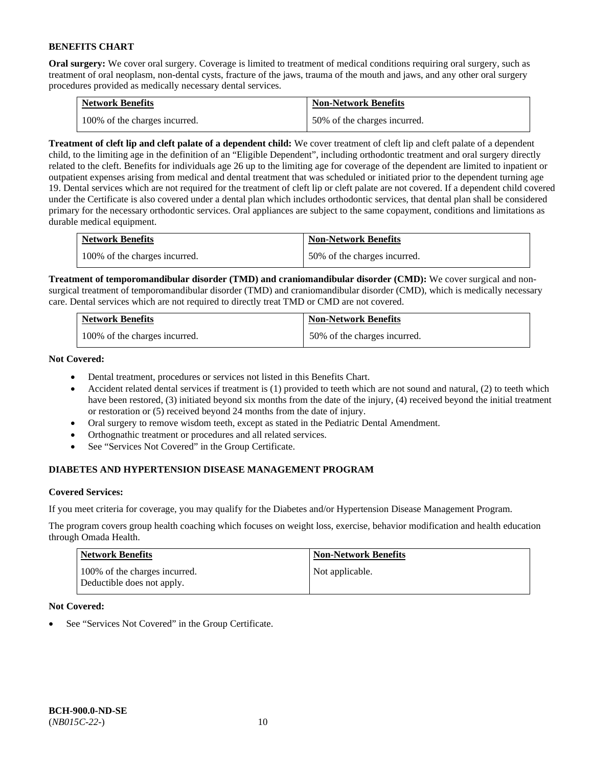## BENEFITS CHART

**Oral surgery:** We cover oral surgery. Coverage is limited to treatment of medical conditions requiring oral surgery, such as treatment of oral neoplasm, non-dental cysts, fracture of the jaws, trauma of the mouth and jaws, and any other oral surgery procedures provided as medically necessary dental services.

| Network Benefits | Non-Network Benefits |
| --- | --- |
| 100% of the charges incurred. | 50% of the charges incurred. |

**Treatment of cleft lip and cleft palate of a dependent child:** We cover treatment of cleft lip and cleft palate of a dependent child, to the limiting age in the definition of an "Eligible Dependent", including orthodontic treatment and oral surgery directly related to the cleft. Benefits for individuals age 26 up to the limiting age for coverage of the dependent are limited to inpatient or outpatient expenses arising from medical and dental treatment that was scheduled or initiated prior to the dependent turning age 19. Dental services which are not required for the treatment of cleft lip or cleft palate are not covered. If a dependent child covered under the Certificate is also covered under a dental plan which includes orthodontic services, that dental plan shall be considered primary for the necessary orthodontic services. Oral appliances are subject to the same copayment, conditions and limitations as durable medical equipment.

| Network Benefits | Non-Network Benefits |
| --- | --- |
| 100% of the charges incurred. | 50% of the charges incurred. |

**Treatment of temporomandibular disorder (TMD) and craniomandibular disorder (CMD):** We cover surgical and non-surgical treatment of temporomandibular disorder (TMD) and craniomandibular disorder (CMD), which is medically necessary care. Dental services which are not required to directly treat TMD or CMD are not covered.

| Network Benefits | Non-Network Benefits |
| --- | --- |
| 100% of the charges incurred. | 50% of the charges incurred. |

**Not Covered:**

- Dental treatment, procedures or services not listed in this Benefits Chart.
- Accident related dental services if treatment is (1) provided to teeth which are not sound and natural, (2) to teeth which have been restored, (3) initiated beyond six months from the date of the injury, (4) received beyond the initial treatment or restoration or (5) received beyond 24 months from the date of injury.
- Oral surgery to remove wisdom teeth, except as stated in the Pediatric Dental Amendment.
- Orthognathic treatment or procedures and all related services.
- See "Services Not Covered" in the Group Certificate.

## DIABETES AND HYPERTENSION DISEASE MANAGEMENT PROGRAM

**Covered Services:**

If you meet criteria for coverage, you may qualify for the Diabetes and/or Hypertension Disease Management Program.

The program covers group health coaching which focuses on weight loss, exercise, behavior modification and health education through Omada Health.

| Network Benefits | Non-Network Benefits |
| --- | --- |
| 100% of the charges incurred. Deductible does not apply. | Not applicable. |

**Not Covered:**

- See "Services Not Covered" in the Group Certificate.

**BCH-900.0-ND-SE**
(*NB015C-22-*)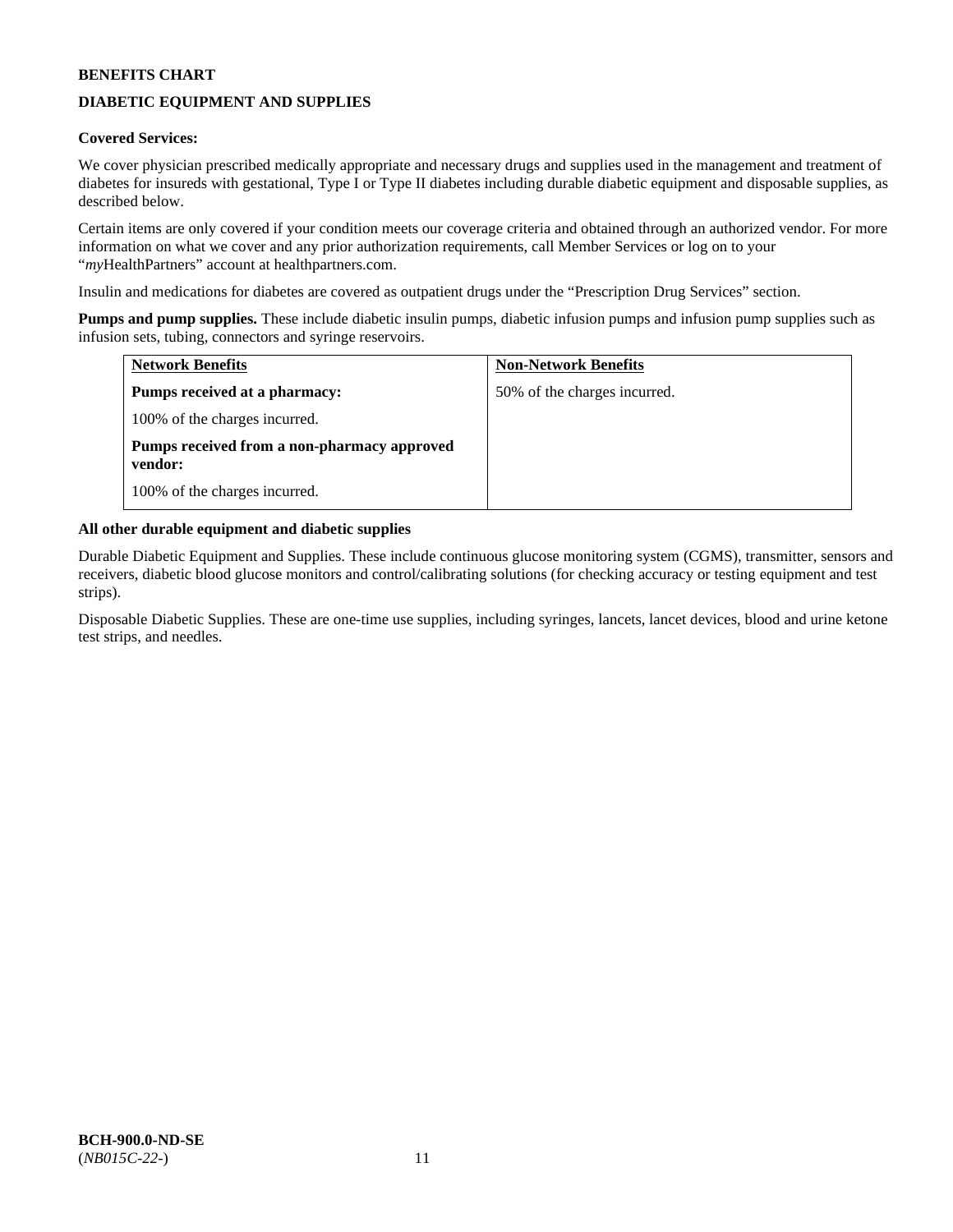**BENEFITS CHART**

**DIABETIC EQUIPMENT AND SUPPLIES**

**Covered Services:**

We cover physician prescribed medically appropriate and necessary drugs and supplies used in the management and treatment of diabetes for insureds with gestational, Type I or Type II diabetes including durable diabetic equipment and disposable supplies, as described below.

Certain items are only covered if your condition meets our coverage criteria and obtained through an authorized vendor. For more information on what we cover and any prior authorization requirements, call Member Services or log on to your "*my*HealthPartners" account at healthpartners.com.

Insulin and medications for diabetes are covered as outpatient drugs under the "Prescription Drug Services" section.

**Pumps and pump supplies.** These include diabetic insulin pumps, diabetic infusion pumps and infusion pump supplies such as infusion sets, tubing, connectors and syringe reservoirs.

| Network Benefits | Non-Network Benefits |
|---|---|
| **Pumps received at a pharmacy:**<br>100% of the charges incurred.<br>**Pumps received from a non-pharmacy approved vendor:**<br>100% of the charges incurred. | 50% of the charges incurred. |

**All other durable equipment and diabetic supplies**

Durable Diabetic Equipment and Supplies. These include continuous glucose monitoring system (CGMS), transmitter, sensors and receivers, diabetic blood glucose monitors and control/calibrating solutions (for checking accuracy or testing equipment and test strips).

Disposable Diabetic Supplies. These are one-time use supplies, including syringes, lancets, lancet devices, blood and urine ketone test strips, and needles.

**BCH-900.0-ND-SE**
(*NB015C-22-*)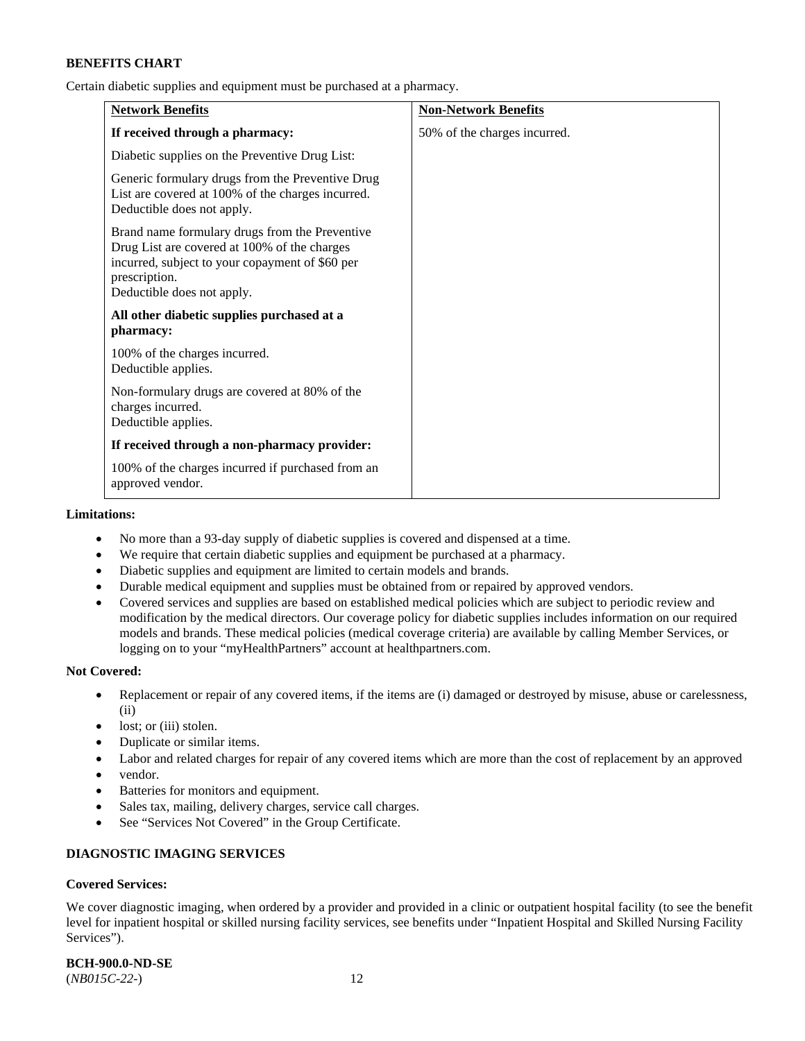**BENEFITS CHART**

Certain diabetic supplies and equipment must be purchased at a pharmacy.

| Network Benefits | Non-Network Benefits |
|---|---|
| **If received through a pharmacy:**<br><br>Diabetic supplies on the Preventive Drug List:<br><br>Generic formulary drugs from the Preventive Drug List are covered at 100% of the charges incurred. Deductible does not apply.<br><br>Brand name formulary drugs from the Preventive Drug List are covered at 100% of the charges incurred, subject to your copayment of $60 per prescription.<br>Deductible does not apply.<br><br>**All other diabetic supplies purchased at a pharmacy:**<br><br>100% of the charges incurred.<br>Deductible applies.<br><br>Non-formulary drugs are covered at 80% of the charges incurred.<br>Deductible applies.<br><br>**If received through a non-pharmacy provider:**<br><br>100% of the charges incurred if purchased from an approved vendor. | 50% of the charges incurred. |

**Limitations:**

- No more than a 93-day supply of diabetic supplies is covered and dispensed at a time.
- We require that certain diabetic supplies and equipment be purchased at a pharmacy.
- Diabetic supplies and equipment are limited to certain models and brands.
- Durable medical equipment and supplies must be obtained from or repaired by approved vendors.
- Covered services and supplies are based on established medical policies which are subject to periodic review and modification by the medical directors. Our coverage policy for diabetic supplies includes information on our required models and brands. These medical policies (medical coverage criteria) are available by calling Member Services, or logging on to your "myHealthPartners" account at healthpartners.com.

**Not Covered:**

- Replacement or repair of any covered items, if the items are (i) damaged or destroyed by misuse, abuse or carelessness, (ii)
- lost; or (iii) stolen.
- Duplicate or similar items.
- Labor and related charges for repair of any covered items which are more than the cost of replacement by an approved
- vendor.
- Batteries for monitors and equipment.
- Sales tax, mailing, delivery charges, service call charges.
- See "Services Not Covered" in the Group Certificate.

**DIAGNOSTIC IMAGING SERVICES**

**Covered Services:**

We cover diagnostic imaging, when ordered by a provider and provided in a clinic or outpatient hospital facility (to see the benefit level for inpatient hospital or skilled nursing facility services, see benefits under "Inpatient Hospital and Skilled Nursing Facility Services").

**BCH-900.0-ND-SE**
(*NB015C-22-*)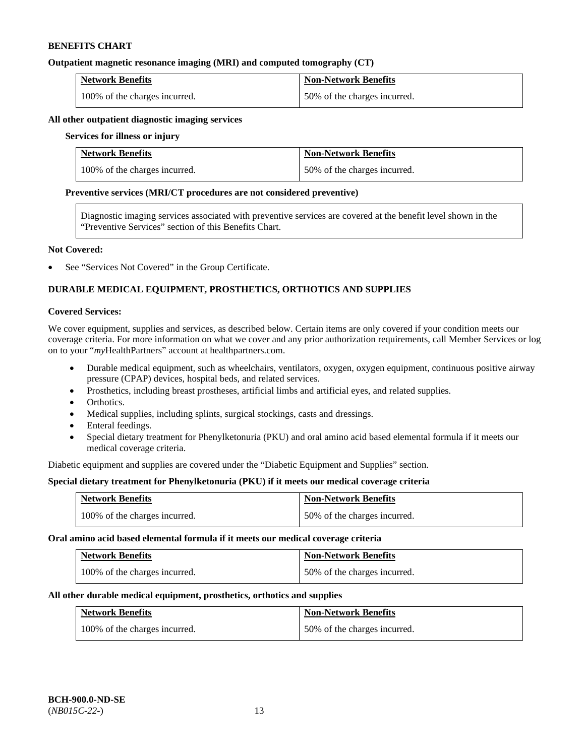**BENEFITS CHART**

**Outpatient magnetic resonance imaging (MRI) and computed tomography (CT)**

| Network Benefits | Non-Network Benefits |
| --- | --- |
| 100% of the charges incurred. | 50% of the charges incurred. |

**All other outpatient diagnostic imaging services**

**Services for illness or injury**

| Network Benefits | Non-Network Benefits |
| --- | --- |
| 100% of the charges incurred. | 50% of the charges incurred. |

**Preventive services (MRI/CT procedures are not considered preventive)**

Diagnostic imaging services associated with preventive services are covered at the benefit level shown in the "Preventive Services" section of this Benefits Chart.

**Not Covered:**

- See "Services Not Covered" in the Group Certificate.

## DURABLE MEDICAL EQUIPMENT, PROSTHETICS, ORTHOTICS AND SUPPLIES

**Covered Services:**

We cover equipment, supplies and services, as described below. Certain items are only covered if your condition meets our coverage criteria. For more information on what we cover and any prior authorization requirements, call Member Services or log on to your "*my*HealthPartners" account at healthpartners.com.

- Durable medical equipment, such as wheelchairs, ventilators, oxygen, oxygen equipment, continuous positive airway pressure (CPAP) devices, hospital beds, and related services.
- Prosthetics, including breast prostheses, artificial limbs and artificial eyes, and related supplies.
- Orthotics.
- Medical supplies, including splints, surgical stockings, casts and dressings.
- Enteral feedings.
- Special dietary treatment for Phenylketonuria (PKU) and oral amino acid based elemental formula if it meets our medical coverage criteria.

Diabetic equipment and supplies are covered under the "Diabetic Equipment and Supplies" section.

**Special dietary treatment for Phenylketonuria (PKU) if it meets our medical coverage criteria**

| Network Benefits | Non-Network Benefits |
| --- | --- |
| 100% of the charges incurred. | 50% of the charges incurred. |

**Oral amino acid based elemental formula if it meets our medical coverage criteria**

| Network Benefits | Non-Network Benefits |
| --- | --- |
| 100% of the charges incurred. | 50% of the charges incurred. |

**All other durable medical equipment, prosthetics, orthotics and supplies**

| Network Benefits | Non-Network Benefits |
| --- | --- |
| 100% of the charges incurred. | 50% of the charges incurred. |

**BCH-900.0-ND-SE**
(*NB015C-22-*)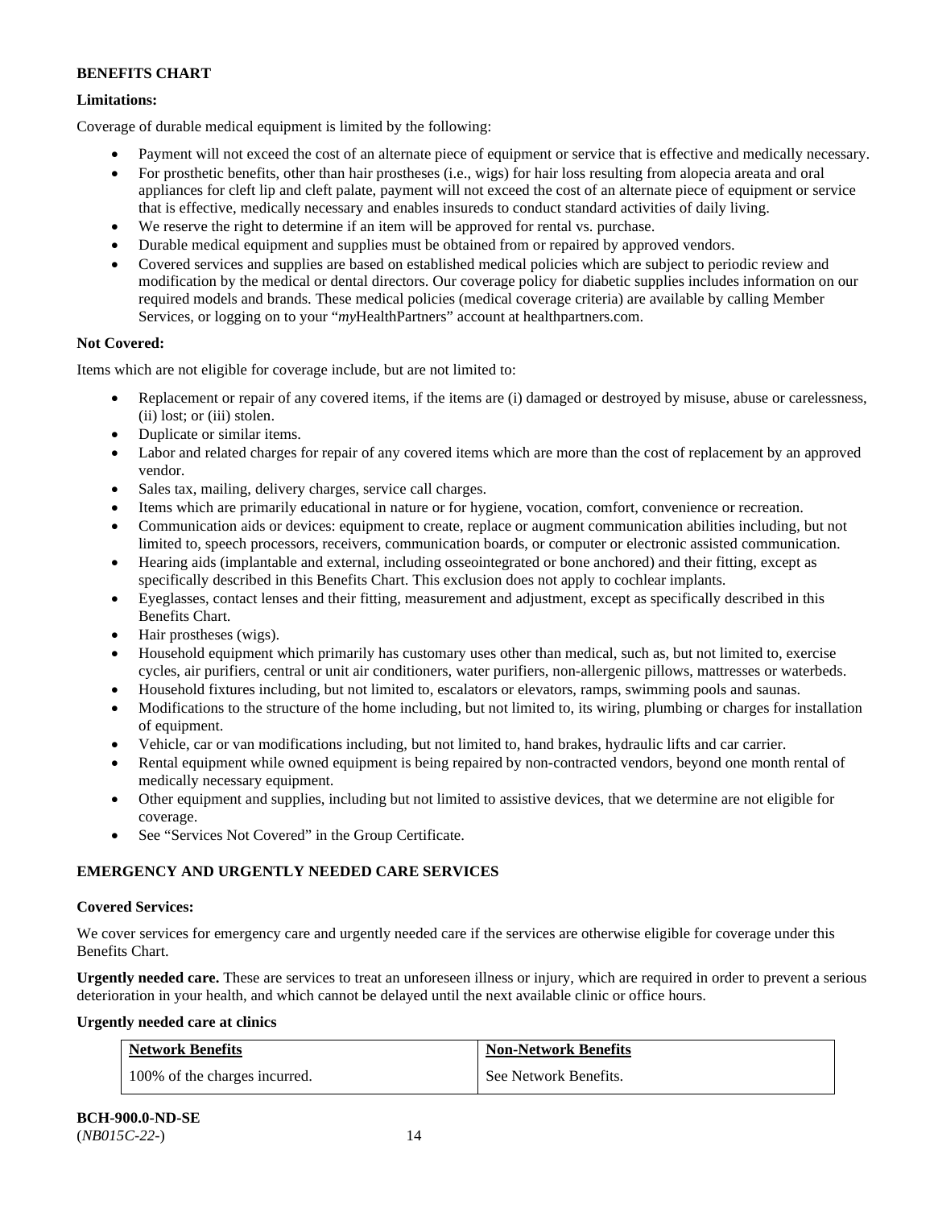**BENEFITS CHART**

**Limitations:**

Coverage of durable medical equipment is limited by the following:

- Payment will not exceed the cost of an alternate piece of equipment or service that is effective and medically necessary.
- For prosthetic benefits, other than hair prostheses (i.e., wigs) for hair loss resulting from alopecia areata and oral appliances for cleft lip and cleft palate, payment will not exceed the cost of an alternate piece of equipment or service that is effective, medically necessary and enables insureds to conduct standard activities of daily living.
- We reserve the right to determine if an item will be approved for rental vs. purchase.
- Durable medical equipment and supplies must be obtained from or repaired by approved vendors.
- Covered services and supplies are based on established medical policies which are subject to periodic review and modification by the medical or dental directors. Our coverage policy for diabetic supplies includes information on our required models and brands. These medical policies (medical coverage criteria) are available by calling Member Services, or logging on to your "*my*HealthPartners" account at healthpartners.com.

**Not Covered:**

Items which are not eligible for coverage include, but are not limited to:

- Replacement or repair of any covered items, if the items are (i) damaged or destroyed by misuse, abuse or carelessness, (ii) lost; or (iii) stolen.
- Duplicate or similar items.
- Labor and related charges for repair of any covered items which are more than the cost of replacement by an approved vendor.
- Sales tax, mailing, delivery charges, service call charges.
- Items which are primarily educational in nature or for hygiene, vocation, comfort, convenience or recreation.
- Communication aids or devices: equipment to create, replace or augment communication abilities including, but not limited to, speech processors, receivers, communication boards, or computer or electronic assisted communication.
- Hearing aids (implantable and external, including osseointegrated or bone anchored) and their fitting, except as specifically described in this Benefits Chart. This exclusion does not apply to cochlear implants.
- Eyeglasses, contact lenses and their fitting, measurement and adjustment, except as specifically described in this Benefits Chart.
- Hair prostheses (wigs).
- Household equipment which primarily has customary uses other than medical, such as, but not limited to, exercise cycles, air purifiers, central or unit air conditioners, water purifiers, non-allergenic pillows, mattresses or waterbeds.
- Household fixtures including, but not limited to, escalators or elevators, ramps, swimming pools and saunas.
- Modifications to the structure of the home including, but not limited to, its wiring, plumbing or charges for installation of equipment.
- Vehicle, car or van modifications including, but not limited to, hand brakes, hydraulic lifts and car carrier.
- Rental equipment while owned equipment is being repaired by non-contracted vendors, beyond one month rental of medically necessary equipment.
- Other equipment and supplies, including but not limited to assistive devices, that we determine are not eligible for coverage.
- See "Services Not Covered" in the Group Certificate.

**EMERGENCY AND URGENTLY NEEDED CARE SERVICES**

**Covered Services:**

We cover services for emergency care and urgently needed care if the services are otherwise eligible for coverage under this Benefits Chart.

**Urgently needed care.** These are services to treat an unforeseen illness or injury, which are required in order to prevent a serious deterioration in your health, and which cannot be delayed until the next available clinic or office hours.

**Urgently needed care at clinics**

| Network Benefits | Non-Network Benefits |
|---|---|
| 100% of the charges incurred. | See Network Benefits. |

**BCH-900.0-ND-SE**
(*NB015C-22-*)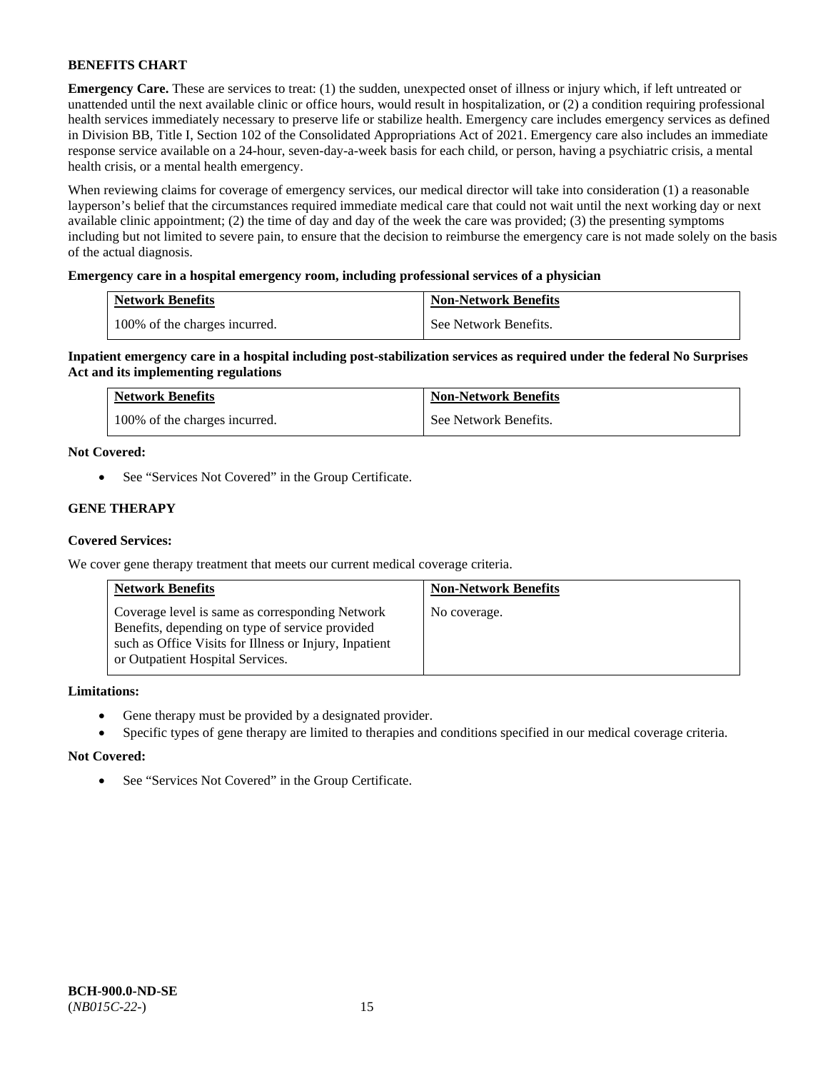## BENEFITS CHART

**Emergency Care.** These are services to treat: (1) the sudden, unexpected onset of illness or injury which, if left untreated or unattended until the next available clinic or office hours, would result in hospitalization, or (2) a condition requiring professional health services immediately necessary to preserve life or stabilize health. Emergency care includes emergency services as defined in Division BB, Title I, Section 102 of the Consolidated Appropriations Act of 2021. Emergency care also includes an immediate response service available on a 24-hour, seven-day-a-week basis for each child, or person, having a psychiatric crisis, a mental health crisis, or a mental health emergency.

When reviewing claims for coverage of emergency services, our medical director will take into consideration (1) a reasonable layperson's belief that the circumstances required immediate medical care that could not wait until the next working day or next available clinic appointment; (2) the time of day and day of the week the care was provided; (3) the presenting symptoms including but not limited to severe pain, to ensure that the decision to reimburse the emergency care is not made solely on the basis of the actual diagnosis.

**Emergency care in a hospital emergency room, including professional services of a physician**

| Network Benefits | Non-Network Benefits |
|---|---|
| 100% of the charges incurred. | See Network Benefits. |

**Inpatient emergency care in a hospital including post-stabilization services as required under the federal No Surprises Act and its implementing regulations**

| Network Benefits | Non-Network Benefits |
|---|---|
| 100% of the charges incurred. | See Network Benefits. |

**Not Covered:**

- See "Services Not Covered" in the Group Certificate.

## GENE THERAPY

**Covered Services:**

We cover gene therapy treatment that meets our current medical coverage criteria.

| Network Benefits | Non-Network Benefits |
|---|---|
| Coverage level is same as corresponding Network Benefits, depending on type of service provided such as Office Visits for Illness or Injury, Inpatient or Outpatient Hospital Services. | No coverage. |

**Limitations:**

- Gene therapy must be provided by a designated provider.
- Specific types of gene therapy are limited to therapies and conditions specified in our medical coverage criteria.

**Not Covered:**

- See "Services Not Covered" in the Group Certificate.

**BCH-900.0-ND-SE**
(*NB015C-22-*)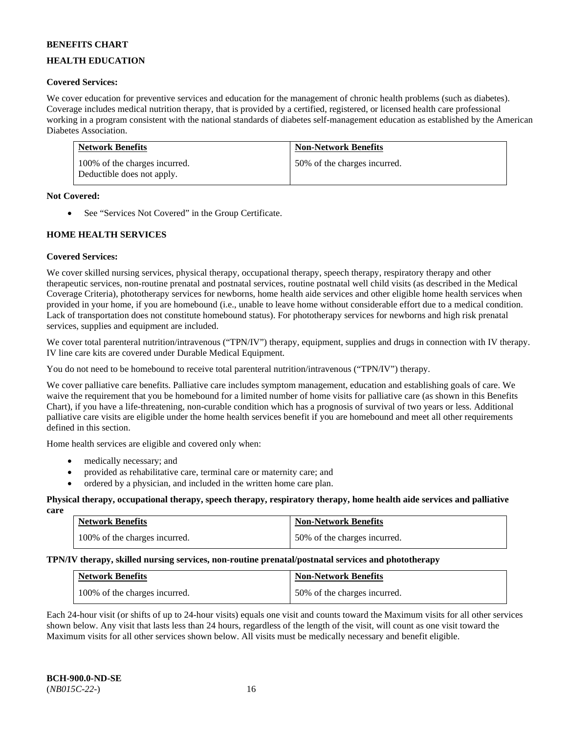**BENEFITS CHART**

**HEALTH EDUCATION**

**Covered Services:**

We cover education for preventive services and education for the management of chronic health problems (such as diabetes). Coverage includes medical nutrition therapy, that is provided by a certified, registered, or licensed health care professional working in a program consistent with the national standards of diabetes self-management education as established by the American Diabetes Association.

| Network Benefits | Non-Network Benefits |
|---|---|
| 100% of the charges incurred. Deductible does not apply. | 50% of the charges incurred. |

**Not Covered:**

- See "Services Not Covered" in the Group Certificate.

**HOME HEALTH SERVICES**

**Covered Services:**

We cover skilled nursing services, physical therapy, occupational therapy, speech therapy, respiratory therapy and other therapeutic services, non-routine prenatal and postnatal services, routine postnatal well child visits (as described in the Medical Coverage Criteria), phototherapy services for newborns, home health aide services and other eligible home health services when provided in your home, if you are homebound (i.e., unable to leave home without considerable effort due to a medical condition. Lack of transportation does not constitute homebound status). For phototherapy services for newborns and high risk prenatal services, supplies and equipment are included.

We cover total parenteral nutrition/intravenous ("TPN/IV") therapy, equipment, supplies and drugs in connection with IV therapy. IV line care kits are covered under Durable Medical Equipment.

You do not need to be homebound to receive total parenteral nutrition/intravenous ("TPN/IV") therapy.

We cover palliative care benefits. Palliative care includes symptom management, education and establishing goals of care. We waive the requirement that you be homebound for a limited number of home visits for palliative care (as shown in this Benefits Chart), if you have a life-threatening, non-curable condition which has a prognosis of survival of two years or less. Additional palliative care visits are eligible under the home health services benefit if you are homebound and meet all other requirements defined in this section.

Home health services are eligible and covered only when:

- medically necessary; and
- provided as rehabilitative care, terminal care or maternity care; and
- ordered by a physician, and included in the written home care plan.

**Physical therapy, occupational therapy, speech therapy, respiratory therapy, home health aide services and palliative care**

| Network Benefits | Non-Network Benefits |
|---|---|
| 100% of the charges incurred. | 50% of the charges incurred. |

**TPN/IV therapy, skilled nursing services, non-routine prenatal/postnatal services and phototherapy**

| Network Benefits | Non-Network Benefits |
|---|---|
| 100% of the charges incurred. | 50% of the charges incurred. |

Each 24-hour visit (or shifts of up to 24-hour visits) equals one visit and counts toward the Maximum visits for all other services shown below. Any visit that lasts less than 24 hours, regardless of the length of the visit, will count as one visit toward the Maximum visits for all other services shown below. All visits must be medically necessary and benefit eligible.

**BCH-900.0-ND-SE**
(*NB015C-22-*)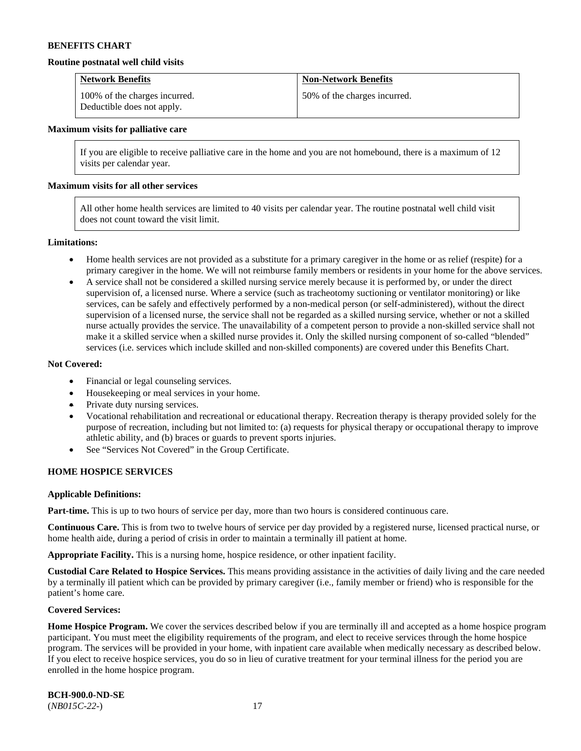**BENEFITS CHART**

**Routine postnatal well child visits**

| Network Benefits | Non-Network Benefits |
| --- | --- |
| 100% of the charges incurred. Deductible does not apply. | 50% of the charges incurred. |

**Maximum visits for palliative care**

| If you are eligible to receive palliative care in the home and you are not homebound, there is a maximum of 12 visits per calendar year. |
| --- |

**Maximum visits for all other services**

| All other home health services are limited to 40 visits per calendar year. The routine postnatal well child visit does not count toward the visit limit. |
| --- |

**Limitations:**

- Home health services are not provided as a substitute for a primary caregiver in the home or as relief (respite) for a primary caregiver in the home. We will not reimburse family members or residents in your home for the above services.
- A service shall not be considered a skilled nursing service merely because it is performed by, or under the direct supervision of, a licensed nurse. Where a service (such as tracheotomy suctioning or ventilator monitoring) or like services, can be safely and effectively performed by a non-medical person (or self-administered), without the direct supervision of a licensed nurse, the service shall not be regarded as a skilled nursing service, whether or not a skilled nurse actually provides the service. The unavailability of a competent person to provide a non-skilled service shall not make it a skilled service when a skilled nurse provides it. Only the skilled nursing component of so-called "blended" services (i.e. services which include skilled and non-skilled components) are covered under this Benefits Chart.

**Not Covered:**

- Financial or legal counseling services.
- Housekeeping or meal services in your home.
- Private duty nursing services.
- Vocational rehabilitation and recreational or educational therapy. Recreation therapy is therapy provided solely for the purpose of recreation, including but not limited to: (a) requests for physical therapy or occupational therapy to improve athletic ability, and (b) braces or guards to prevent sports injuries.
- See "Services Not Covered" in the Group Certificate.

## HOME HOSPICE SERVICES

**Applicable Definitions:**

**Part-time.** This is up to two hours of service per day, more than two hours is considered continuous care.

**Continuous Care.** This is from two to twelve hours of service per day provided by a registered nurse, licensed practical nurse, or home health aide, during a period of crisis in order to maintain a terminally ill patient at home.

**Appropriate Facility.** This is a nursing home, hospice residence, or other inpatient facility.

**Custodial Care Related to Hospice Services.** This means providing assistance in the activities of daily living and the care needed by a terminally ill patient which can be provided by primary caregiver (i.e., family member or friend) who is responsible for the patient's home care.

**Covered Services:**

**Home Hospice Program.** We cover the services described below if you are terminally ill and accepted as a home hospice program participant. You must meet the eligibility requirements of the program, and elect to receive services through the home hospice program. The services will be provided in your home, with inpatient care available when medically necessary as described below. If you elect to receive hospice services, you do so in lieu of curative treatment for your terminal illness for the period you are enrolled in the home hospice program.

**BCH-900.0-ND-SE**
(*NB015C-22-*)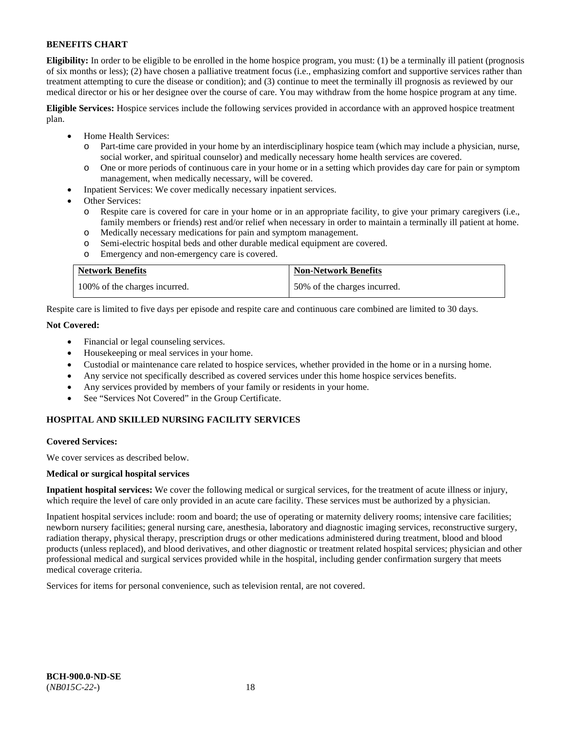**BENEFITS CHART**

**Eligibility:** In order to be eligible to be enrolled in the home hospice program, you must: (1) be a terminally ill patient (prognosis of six months or less); (2) have chosen a palliative treatment focus (i.e., emphasizing comfort and supportive services rather than treatment attempting to cure the disease or condition); and (3) continue to meet the terminally ill prognosis as reviewed by our medical director or his or her designee over the course of care. You may withdraw from the home hospice program at any time.

**Eligible Services:** Hospice services include the following services provided in accordance with an approved hospice treatment plan.

- Home Health Services:
  - Part-time care provided in your home by an interdisciplinary hospice team (which may include a physician, nurse, social worker, and spiritual counselor) and medically necessary home health services are covered.
  - One or more periods of continuous care in your home or in a setting which provides day care for pain or symptom management, when medically necessary, will be covered.
- Inpatient Services: We cover medically necessary inpatient services.
- Other Services:
  - Respite care is covered for care in your home or in an appropriate facility, to give your primary caregivers (i.e., family members or friends) rest and/or relief when necessary in order to maintain a terminally ill patient at home.
  - Medically necessary medications for pain and symptom management.
  - Semi-electric hospital beds and other durable medical equipment are covered.
  - Emergency and non-emergency care is covered.

| Network Benefits | Non-Network Benefits |
|---|---|
| 100% of the charges incurred. | 50% of the charges incurred. |

Respite care is limited to five days per episode and respite care and continuous care combined are limited to 30 days.

**Not Covered:**

- Financial or legal counseling services.
- Housekeeping or meal services in your home.
- Custodial or maintenance care related to hospice services, whether provided in the home or in a nursing home.
- Any service not specifically described as covered services under this home hospice services benefits.
- Any services provided by members of your family or residents in your home.
- See "Services Not Covered" in the Group Certificate.

**HOSPITAL AND SKILLED NURSING FACILITY SERVICES**

**Covered Services:**

We cover services as described below.

**Medical or surgical hospital services**

**Inpatient hospital services:** We cover the following medical or surgical services, for the treatment of acute illness or injury, which require the level of care only provided in an acute care facility. These services must be authorized by a physician.

Inpatient hospital services include: room and board; the use of operating or maternity delivery rooms; intensive care facilities; newborn nursery facilities; general nursing care, anesthesia, laboratory and diagnostic imaging services, reconstructive surgery, radiation therapy, physical therapy, prescription drugs or other medications administered during treatment, blood and blood products (unless replaced), and blood derivatives, and other diagnostic or treatment related hospital services; physician and other professional medical and surgical services provided while in the hospital, including gender confirmation surgery that meets medical coverage criteria.

Services for items for personal convenience, such as television rental, are not covered.

**BCH-900.0-ND-SE**
(*NB015C-22-*)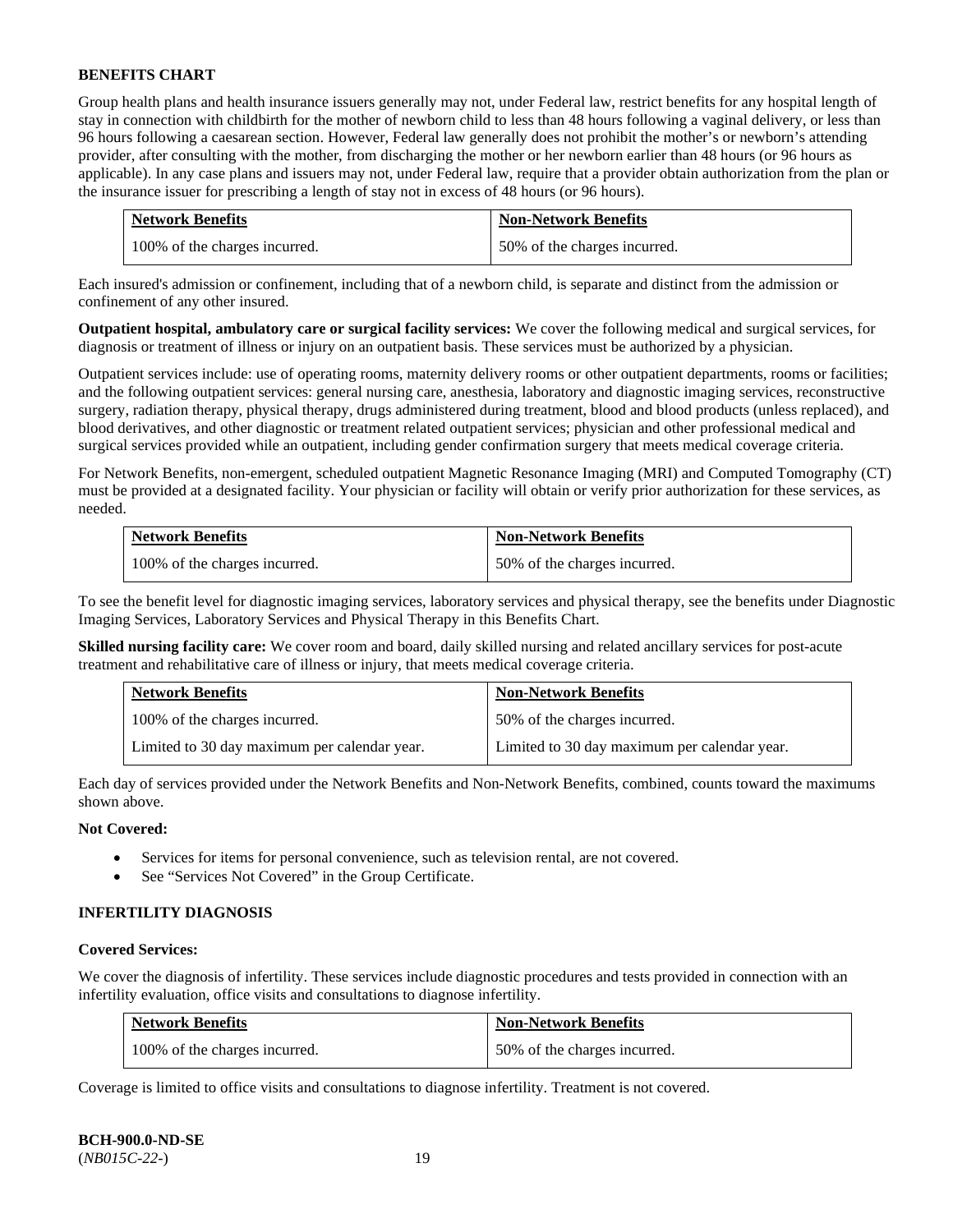**BENEFITS CHART**

Group health plans and health insurance issuers generally may not, under Federal law, restrict benefits for any hospital length of stay in connection with childbirth for the mother of newborn child to less than 48 hours following a vaginal delivery, or less than 96 hours following a caesarean section. However, Federal law generally does not prohibit the mother's or newborn's attending provider, after consulting with the mother, from discharging the mother or her newborn earlier than 48 hours (or 96 hours as applicable). In any case plans and issuers may not, under Federal law, require that a provider obtain authorization from the plan or the insurance issuer for prescribing a length of stay not in excess of 48 hours (or 96 hours).

| Network Benefits | Non-Network Benefits |
|---|---|
| 100% of the charges incurred. | 50% of the charges incurred. |

Each insured's admission or confinement, including that of a newborn child, is separate and distinct from the admission or confinement of any other insured.

**Outpatient hospital, ambulatory care or surgical facility services:** We cover the following medical and surgical services, for diagnosis or treatment of illness or injury on an outpatient basis. These services must be authorized by a physician.

Outpatient services include: use of operating rooms, maternity delivery rooms or other outpatient departments, rooms or facilities; and the following outpatient services: general nursing care, anesthesia, laboratory and diagnostic imaging services, reconstructive surgery, radiation therapy, physical therapy, drugs administered during treatment, blood and blood products (unless replaced), and blood derivatives, and other diagnostic or treatment related outpatient services; physician and other professional medical and surgical services provided while an outpatient, including gender confirmation surgery that meets medical coverage criteria.

For Network Benefits, non-emergent, scheduled outpatient Magnetic Resonance Imaging (MRI) and Computed Tomography (CT) must be provided at a designated facility. Your physician or facility will obtain or verify prior authorization for these services, as needed.

| Network Benefits | Non-Network Benefits |
|---|---|
| 100% of the charges incurred. | 50% of the charges incurred. |

To see the benefit level for diagnostic imaging services, laboratory services and physical therapy, see the benefits under Diagnostic Imaging Services, Laboratory Services and Physical Therapy in this Benefits Chart.

**Skilled nursing facility care:** We cover room and board, daily skilled nursing and related ancillary services for post-acute treatment and rehabilitative care of illness or injury, that meets medical coverage criteria.

| Network Benefits | Non-Network Benefits |
|---|---|
| 100% of the charges incurred. | 50% of the charges incurred. |
| Limited to 30 day maximum per calendar year. | Limited to 30 day maximum per calendar year. |

Each day of services provided under the Network Benefits and Non-Network Benefits, combined, counts toward the maximums shown above.

**Not Covered:**

- Services for items for personal convenience, such as television rental, are not covered.
- See "Services Not Covered" in the Group Certificate.

**INFERTILITY DIAGNOSIS**

**Covered Services:**

We cover the diagnosis of infertility. These services include diagnostic procedures and tests provided in connection with an infertility evaluation, office visits and consultations to diagnose infertility.

| Network Benefits | Non-Network Benefits |
|---|---|
| 100% of the charges incurred. | 50% of the charges incurred. |

Coverage is limited to office visits and consultations to diagnose infertility. Treatment is not covered.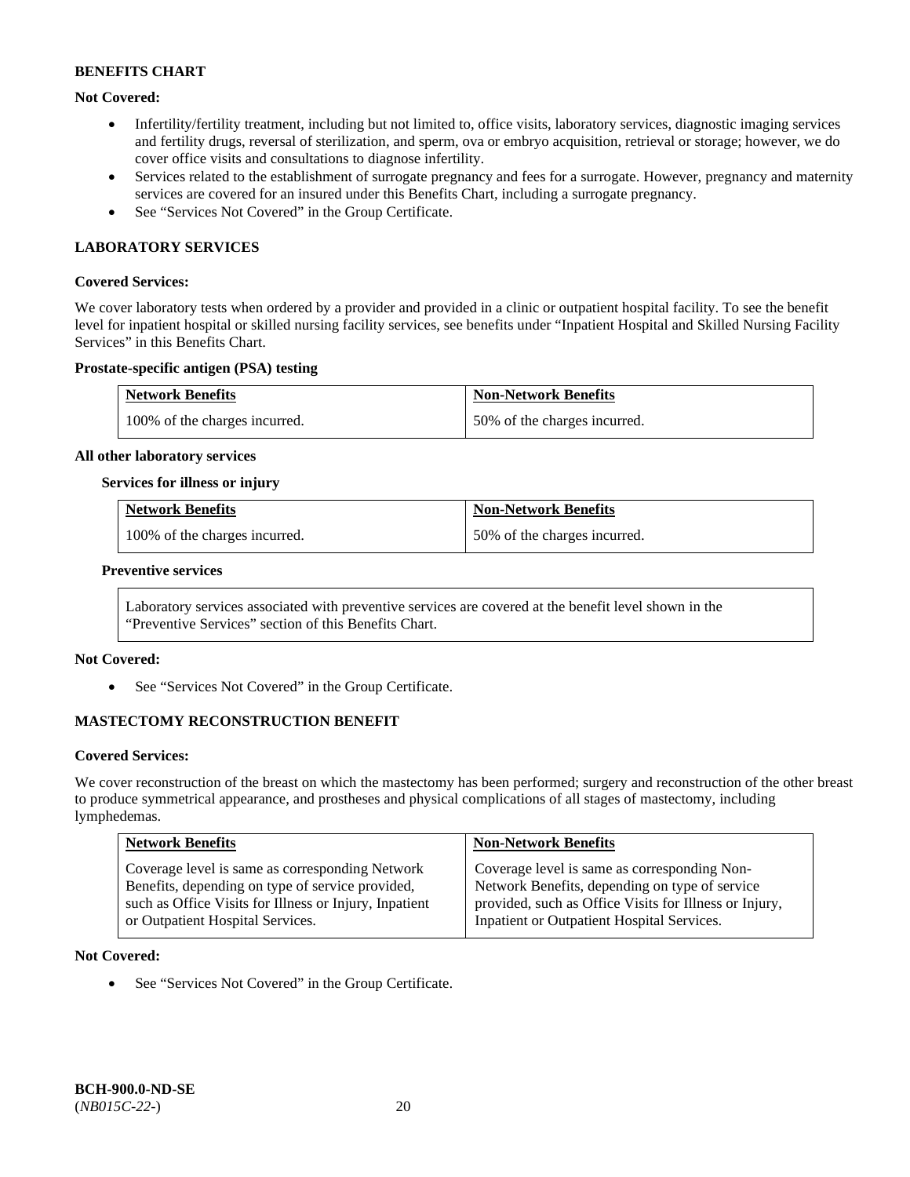**BENEFITS CHART**

**Not Covered:**

- Infertility/fertility treatment, including but not limited to, office visits, laboratory services, diagnostic imaging services and fertility drugs, reversal of sterilization, and sperm, ova or embryo acquisition, retrieval or storage; however, we do cover office visits and consultations to diagnose infertility.
- Services related to the establishment of surrogate pregnancy and fees for a surrogate. However, pregnancy and maternity services are covered for an insured under this Benefits Chart, including a surrogate pregnancy.
- See "Services Not Covered" in the Group Certificate.

## LABORATORY SERVICES

**Covered Services:**

We cover laboratory tests when ordered by a provider and provided in a clinic or outpatient hospital facility. To see the benefit level for inpatient hospital or skilled nursing facility services, see benefits under "Inpatient Hospital and Skilled Nursing Facility Services" in this Benefits Chart.

**Prostate-specific antigen (PSA) testing**

| Network Benefits | Non-Network Benefits |
|---|---|
| 100% of the charges incurred. | 50% of the charges incurred. |

**All other laboratory services**

**Services for illness or injury**

| Network Benefits | Non-Network Benefits |
|---|---|
| 100% of the charges incurred. | 50% of the charges incurred. |

**Preventive services**

Laboratory services associated with preventive services are covered at the benefit level shown in the "Preventive Services" section of this Benefits Chart.

**Not Covered:**

- See "Services Not Covered" in the Group Certificate.

## MASTECTOMY RECONSTRUCTION BENEFIT

**Covered Services:**

We cover reconstruction of the breast on which the mastectomy has been performed; surgery and reconstruction of the other breast to produce symmetrical appearance, and prostheses and physical complications of all stages of mastectomy, including lymphedemas.

| Network Benefits | Non-Network Benefits |
|---|---|
| Coverage level is same as corresponding Network Benefits, depending on type of service provided, such as Office Visits for Illness or Injury, Inpatient or Outpatient Hospital Services. | Coverage level is same as corresponding Non-Network Benefits, depending on type of service provided, such as Office Visits for Illness or Injury, Inpatient or Outpatient Hospital Services. |

**Not Covered:**

- See "Services Not Covered" in the Group Certificate.

**BCH-900.0-ND-SE**
(*NB015C-22-*)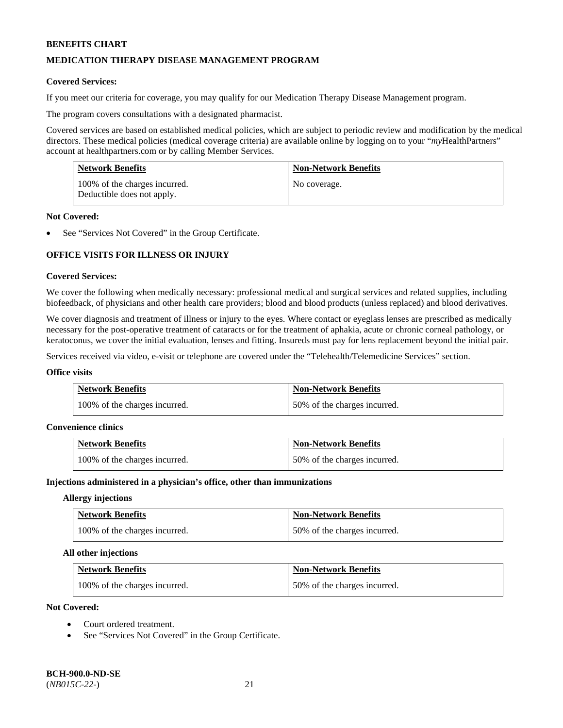**BENEFITS CHART**

## MEDICATION THERAPY DISEASE MANAGEMENT PROGRAM

**Covered Services:**

If you meet our criteria for coverage, you may qualify for our Medication Therapy Disease Management program.

The program covers consultations with a designated pharmacist.

Covered services are based on established medical policies, which are subject to periodic review and modification by the medical directors. These medical policies (medical coverage criteria) are available online by logging on to your "*my*HealthPartners" account at healthpartners.com or by calling Member Services.

| Network Benefits | Non-Network Benefits |
|---|---|
| 100% of the charges incurred. Deductible does not apply. | No coverage. |

**Not Covered:**

- See "Services Not Covered" in the Group Certificate.

## OFFICE VISITS FOR ILLNESS OR INJURY

**Covered Services:**

We cover the following when medically necessary: professional medical and surgical services and related supplies, including biofeedback, of physicians and other health care providers; blood and blood products (unless replaced) and blood derivatives.

We cover diagnosis and treatment of illness or injury to the eyes. Where contact or eyeglass lenses are prescribed as medically necessary for the post-operative treatment of cataracts or for the treatment of aphakia, acute or chronic corneal pathology, or keratoconus, we cover the initial evaluation, lenses and fitting. Insureds must pay for lens replacement beyond the initial pair.

Services received via video, e-visit or telephone are covered under the "Telehealth/Telemedicine Services" section.

**Office visits**

| Network Benefits | Non-Network Benefits |
|---|---|
| 100% of the charges incurred. | 50% of the charges incurred. |

**Convenience clinics**

| Network Benefits | Non-Network Benefits |
|---|---|
| 100% of the charges incurred. | 50% of the charges incurred. |

**Injections administered in a physician's office, other than immunizations**

**Allergy injections**

| Network Benefits | Non-Network Benefits |
|---|---|
| 100% of the charges incurred. | 50% of the charges incurred. |

**All other injections**

| Network Benefits | Non-Network Benefits |
|---|---|
| 100% of the charges incurred. | 50% of the charges incurred. |

**Not Covered:**

- Court ordered treatment.
- See "Services Not Covered" in the Group Certificate.

**BCH-900.0-ND-SE**
(*NB015C-22-*)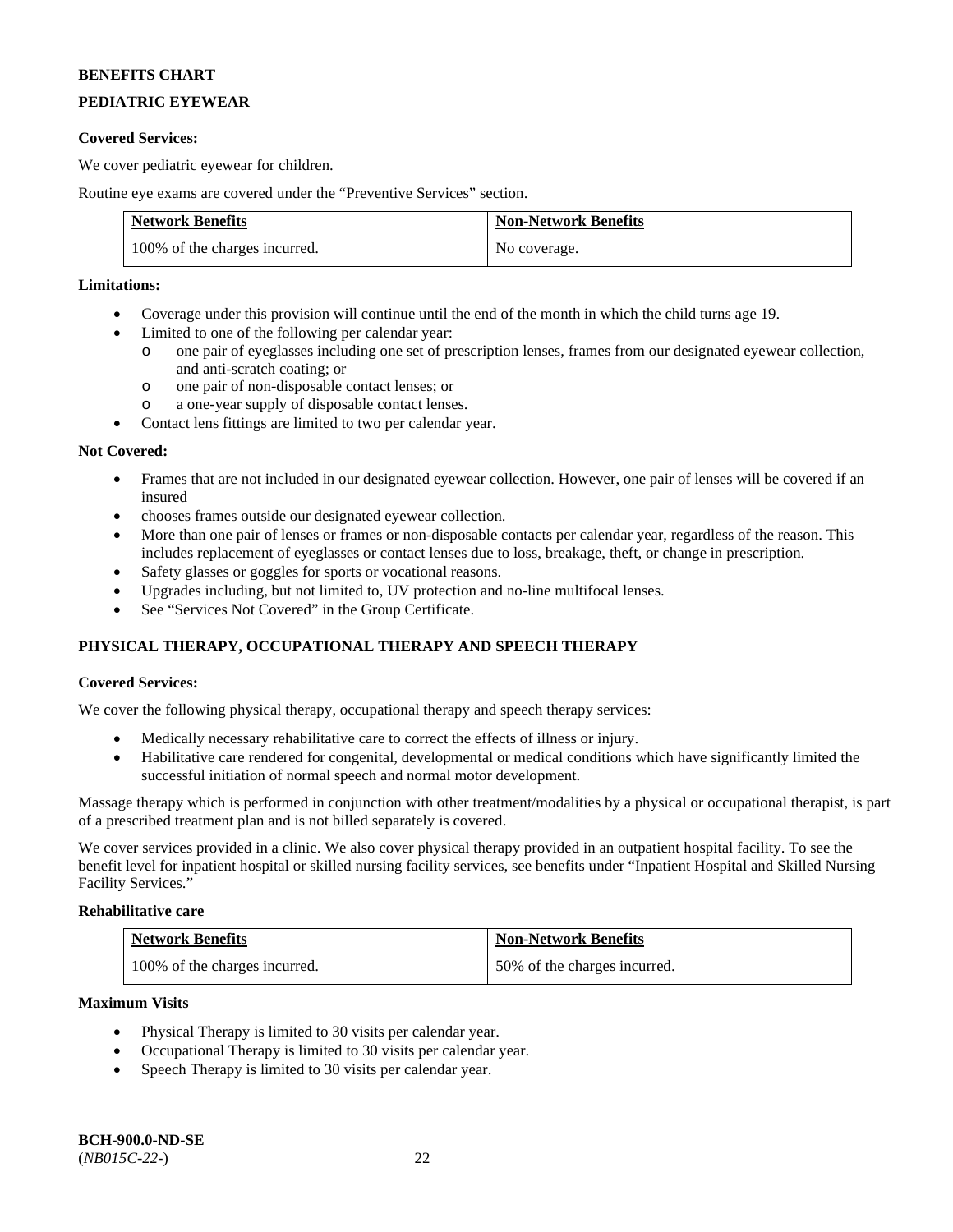**BENEFITS CHART**

**PEDIATRIC EYEWEAR**

**Covered Services:**

We cover pediatric eyewear for children.

Routine eye exams are covered under the "Preventive Services" section.

| Network Benefits | Non-Network Benefits |
|---|---|
| 100% of the charges incurred. | No coverage. |

**Limitations:**

- Coverage under this provision will continue until the end of the month in which the child turns age 19.
- Limited to one of the following per calendar year:
  - one pair of eyeglasses including one set of prescription lenses, frames from our designated eyewear collection, and anti-scratch coating; or
  - one pair of non-disposable contact lenses; or
  - a one-year supply of disposable contact lenses.
- Contact lens fittings are limited to two per calendar year.

**Not Covered:**

- Frames that are not included in our designated eyewear collection. However, one pair of lenses will be covered if an insured
- chooses frames outside our designated eyewear collection.
- More than one pair of lenses or frames or non-disposable contacts per calendar year, regardless of the reason. This includes replacement of eyeglasses or contact lenses due to loss, breakage, theft, or change in prescription.
- Safety glasses or goggles for sports or vocational reasons.
- Upgrades including, but not limited to, UV protection and no-line multifocal lenses.
- See "Services Not Covered" in the Group Certificate.

**PHYSICAL THERAPY, OCCUPATIONAL THERAPY AND SPEECH THERAPY**

**Covered Services:**

We cover the following physical therapy, occupational therapy and speech therapy services:

- Medically necessary rehabilitative care to correct the effects of illness or injury.
- Habilitative care rendered for congenital, developmental or medical conditions which have significantly limited the successful initiation of normal speech and normal motor development.

Massage therapy which is performed in conjunction with other treatment/modalities by a physical or occupational therapist, is part of a prescribed treatment plan and is not billed separately is covered.

We cover services provided in a clinic. We also cover physical therapy provided in an outpatient hospital facility. To see the benefit level for inpatient hospital or skilled nursing facility services, see benefits under "Inpatient Hospital and Skilled Nursing Facility Services."

**Rehabilitative care**

| Network Benefits | Non-Network Benefits |
|---|---|
| 100% of the charges incurred. | 50% of the charges incurred. |

**Maximum Visits**

- Physical Therapy is limited to 30 visits per calendar year.
- Occupational Therapy is limited to 30 visits per calendar year.
- Speech Therapy is limited to 30 visits per calendar year.

**BCH-900.0-ND-SE**
(*NB015C-22-*)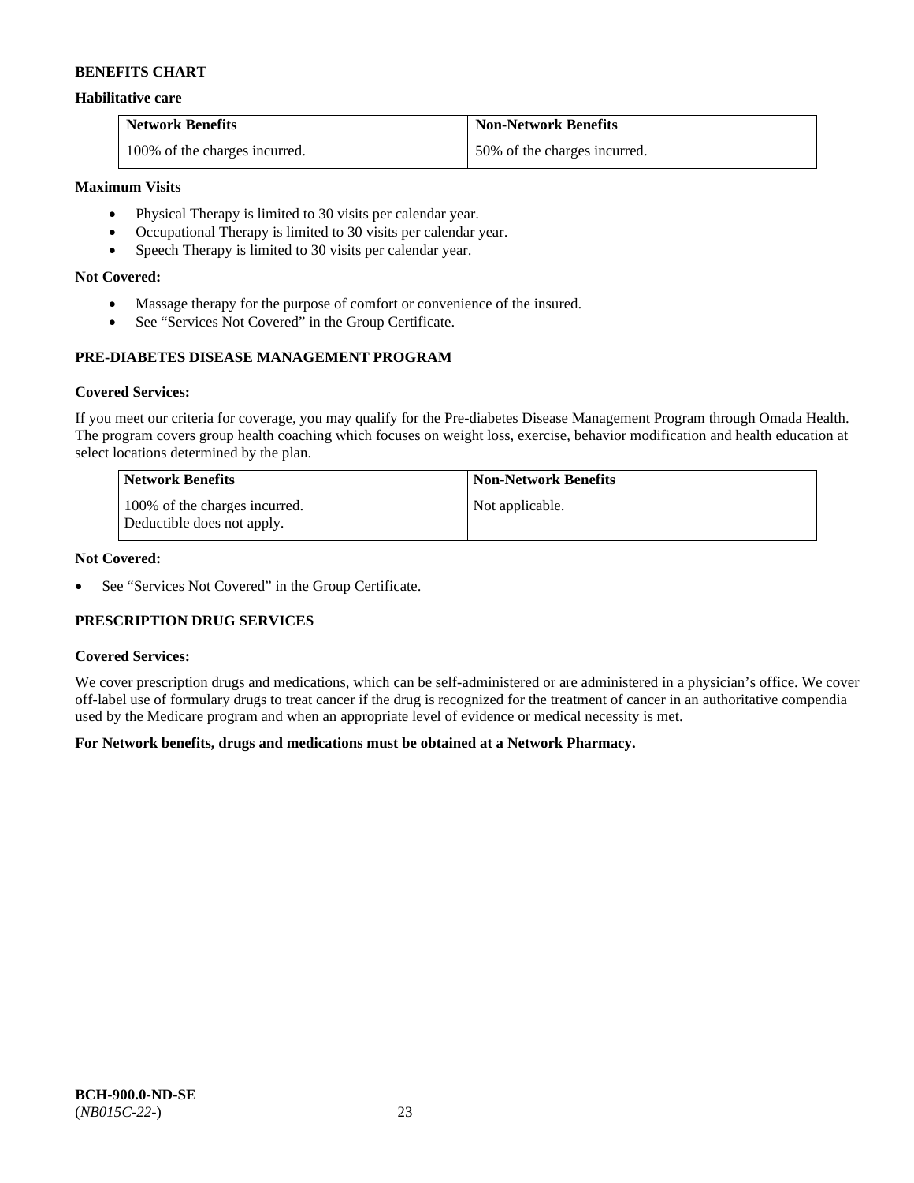**BENEFITS CHART**

**Habilitative care**

| Network Benefits | Non-Network Benefits |
|---|---|
| 100% of the charges incurred. | 50% of the charges incurred. |

**Maximum Visits**

- Physical Therapy is limited to 30 visits per calendar year.
- Occupational Therapy is limited to 30 visits per calendar year.
- Speech Therapy is limited to 30 visits per calendar year.

**Not Covered:**

- Massage therapy for the purpose of comfort or convenience of the insured.
- See "Services Not Covered" in the Group Certificate.

**PRE-DIABETES DISEASE MANAGEMENT PROGRAM**

**Covered Services:**

If you meet our criteria for coverage, you may qualify for the Pre-diabetes Disease Management Program through Omada Health. The program covers group health coaching which focuses on weight loss, exercise, behavior modification and health education at select locations determined by the plan.

| Network Benefits | Non-Network Benefits |
|---|---|
| 100% of the charges incurred. Deductible does not apply. | Not applicable. |

**Not Covered:**

- See "Services Not Covered" in the Group Certificate.

**PRESCRIPTION DRUG SERVICES**

**Covered Services:**

We cover prescription drugs and medications, which can be self-administered or are administered in a physician's office. We cover off-label use of formulary drugs to treat cancer if the drug is recognized for the treatment of cancer in an authoritative compendia used by the Medicare program and when an appropriate level of evidence or medical necessity is met.

**For Network benefits, drugs and medications must be obtained at a Network Pharmacy.**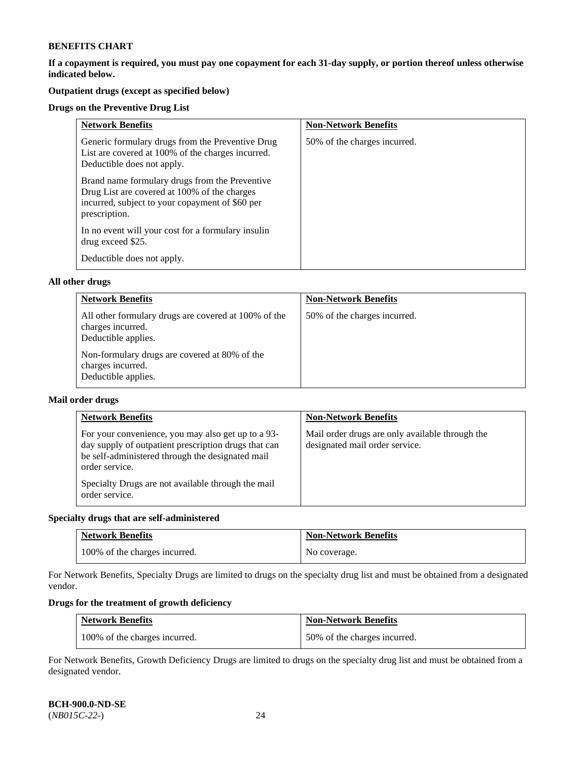**BENEFITS CHART**

**If a copayment is required, you must pay one copayment for each 31-day supply, or portion thereof unless otherwise indicated below.**

**Outpatient drugs (except as specified below)**

**Drugs on the Preventive Drug List**

| Network Benefits | Non-Network Benefits |
|---|---|
| Generic formulary drugs from the Preventive Drug List are covered at 100% of the charges incurred. Deductible does not apply.<br><br>Brand name formulary drugs from the Preventive Drug List are covered at 100% of the charges incurred, subject to your copayment of $60 per prescription.<br><br>In no event will your cost for a formulary insulin drug exceed $25.<br><br>Deductible does not apply. | 50% of the charges incurred. |

**All other drugs**

| Network Benefits | Non-Network Benefits |
|---|---|
| All other formulary drugs are covered at 100% of the charges incurred.<br>Deductible applies.<br><br>Non-formulary drugs are covered at 80% of the charges incurred.<br>Deductible applies. | 50% of the charges incurred. |

**Mail order drugs**

| Network Benefits | Non-Network Benefits |
|---|---|
| For your convenience, you may also get up to a 93-day supply of outpatient prescription drugs that can be self-administered through the designated mail order service.<br><br>Specialty Drugs are not available through the mail order service. | Mail order drugs are only available through the designated mail order service. |

**Specialty drugs that are self-administered**

| Network Benefits | Non-Network Benefits |
|---|---|
| 100% of the charges incurred. | No coverage. |

For Network Benefits, Specialty Drugs are limited to drugs on the specialty drug list and must be obtained from a designated vendor.

**Drugs for the treatment of growth deficiency**

| Network Benefits | Non-Network Benefits |
|---|---|
| 100% of the charges incurred. | 50% of the charges incurred. |

For Network Benefits, Growth Deficiency Drugs are limited to drugs on the specialty drug list and must be obtained from a designated vendor.

**BCH-900.0-ND-SE**
(*NB015C-22-*)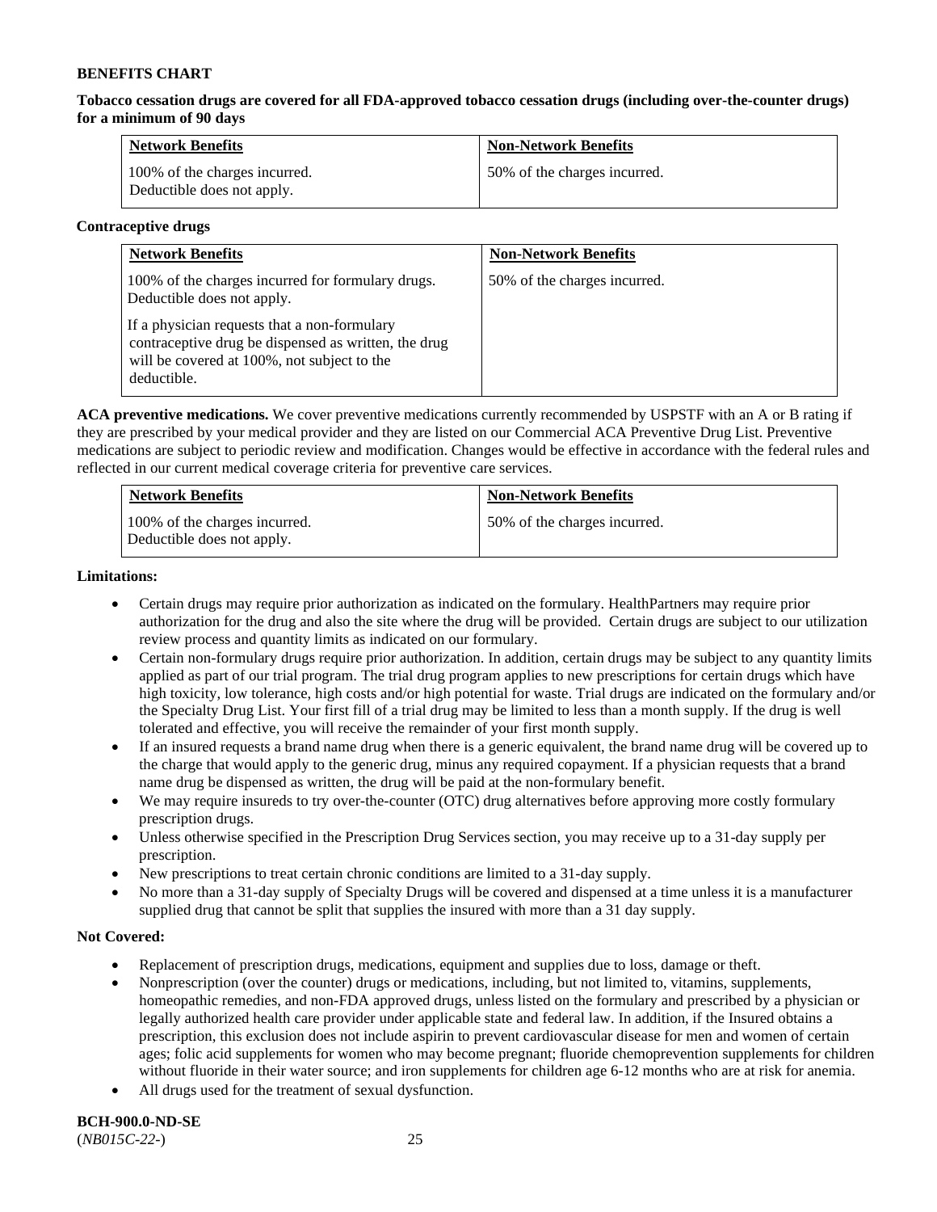**BENEFITS CHART**

**Tobacco cessation drugs are covered for all FDA-approved tobacco cessation drugs (including over-the-counter drugs) for a minimum of 90 days**

| Network Benefits | Non-Network Benefits |
|---|---|
| 100% of the charges incurred. Deductible does not apply. | 50% of the charges incurred. |

**Contraceptive drugs**

| Network Benefits | Non-Network Benefits |
|---|---|
| 100% of the charges incurred for formulary drugs. Deductible does not apply.<br><br>If a physician requests that a non-formulary contraceptive drug be dispensed as written, the drug will be covered at 100%, not subject to the deductible. | 50% of the charges incurred. |

**ACA preventive medications.** We cover preventive medications currently recommended by USPSTF with an A or B rating if they are prescribed by your medical provider and they are listed on our Commercial ACA Preventive Drug List. Preventive medications are subject to periodic review and modification. Changes would be effective in accordance with the federal rules and reflected in our current medical coverage criteria for preventive care services.

| Network Benefits | Non-Network Benefits |
|---|---|
| 100% of the charges incurred. Deductible does not apply. | 50% of the charges incurred. |

**Limitations:**

- Certain drugs may require prior authorization as indicated on the formulary. HealthPartners may require prior authorization for the drug and also the site where the drug will be provided. Certain drugs are subject to our utilization review process and quantity limits as indicated on our formulary.
- Certain non-formulary drugs require prior authorization. In addition, certain drugs may be subject to any quantity limits applied as part of our trial program. The trial drug program applies to new prescriptions for certain drugs which have high toxicity, low tolerance, high costs and/or high potential for waste. Trial drugs are indicated on the formulary and/or the Specialty Drug List. Your first fill of a trial drug may be limited to less than a month supply. If the drug is well tolerated and effective, you will receive the remainder of your first month supply.
- If an insured requests a brand name drug when there is a generic equivalent, the brand name drug will be covered up to the charge that would apply to the generic drug, minus any required copayment. If a physician requests that a brand name drug be dispensed as written, the drug will be paid at the non-formulary benefit.
- We may require insureds to try over-the-counter (OTC) drug alternatives before approving more costly formulary prescription drugs.
- Unless otherwise specified in the Prescription Drug Services section, you may receive up to a 31-day supply per prescription.
- New prescriptions to treat certain chronic conditions are limited to a 31-day supply.
- No more than a 31-day supply of Specialty Drugs will be covered and dispensed at a time unless it is a manufacturer supplied drug that cannot be split that supplies the insured with more than a 31 day supply.

**Not Covered:**

- Replacement of prescription drugs, medications, equipment and supplies due to loss, damage or theft.
- Nonprescription (over the counter) drugs or medications, including, but not limited to, vitamins, supplements, homeopathic remedies, and non-FDA approved drugs, unless listed on the formulary and prescribed by a physician or legally authorized health care provider under applicable state and federal law. In addition, if the Insured obtains a prescription, this exclusion does not include aspirin to prevent cardiovascular disease for men and women of certain ages; folic acid supplements for women who may become pregnant; fluoride chemoprevention supplements for children without fluoride in their water source; and iron supplements for children age 6-12 months who are at risk for anemia.
- All drugs used for the treatment of sexual dysfunction.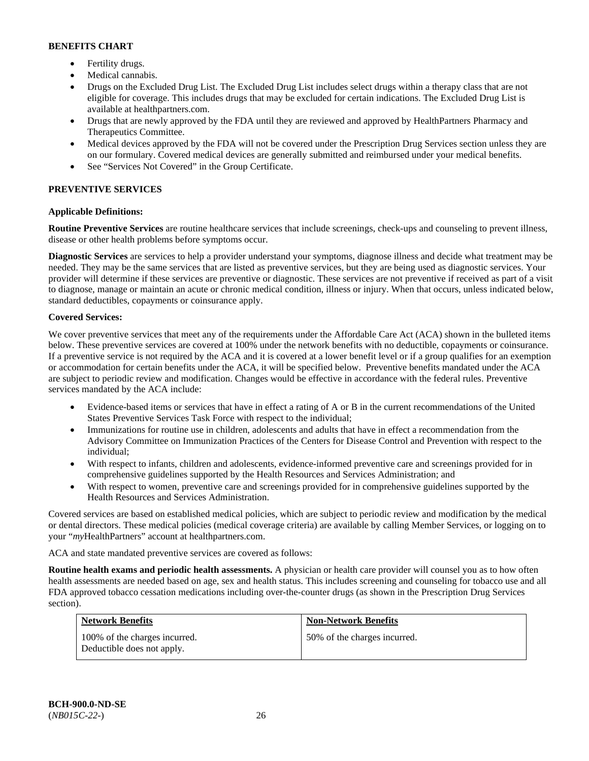**BENEFITS CHART**

- Fertility drugs.
- Medical cannabis.
- Drugs on the Excluded Drug List. The Excluded Drug List includes select drugs within a therapy class that are not eligible for coverage. This includes drugs that may be excluded for certain indications. The Excluded Drug List is available at healthpartners.com.
- Drugs that are newly approved by the FDA until they are reviewed and approved by HealthPartners Pharmacy and Therapeutics Committee.
- Medical devices approved by the FDA will not be covered under the Prescription Drug Services section unless they are on our formulary. Covered medical devices are generally submitted and reimbursed under your medical benefits.
- See "Services Not Covered" in the Group Certificate.

## PREVENTIVE SERVICES

**Applicable Definitions:**

**Routine Preventive Services** are routine healthcare services that include screenings, check-ups and counseling to prevent illness, disease or other health problems before symptoms occur.

**Diagnostic Services** are services to help a provider understand your symptoms, diagnose illness and decide what treatment may be needed. They may be the same services that are listed as preventive services, but they are being used as diagnostic services. Your provider will determine if these services are preventive or diagnostic. These services are not preventive if received as part of a visit to diagnose, manage or maintain an acute or chronic medical condition, illness or injury. When that occurs, unless indicated below, standard deductibles, copayments or coinsurance apply.

**Covered Services:**

We cover preventive services that meet any of the requirements under the Affordable Care Act (ACA) shown in the bulleted items below. These preventive services are covered at 100% under the network benefits with no deductible, copayments or coinsurance. If a preventive service is not required by the ACA and it is covered at a lower benefit level or if a group qualifies for an exemption or accommodation for certain benefits under the ACA, it will be specified below. Preventive benefits mandated under the ACA are subject to periodic review and modification. Changes would be effective in accordance with the federal rules. Preventive services mandated by the ACA include:

- Evidence-based items or services that have in effect a rating of A or B in the current recommendations of the United States Preventive Services Task Force with respect to the individual;
- Immunizations for routine use in children, adolescents and adults that have in effect a recommendation from the Advisory Committee on Immunization Practices of the Centers for Disease Control and Prevention with respect to the individual;
- With respect to infants, children and adolescents, evidence-informed preventive care and screenings provided for in comprehensive guidelines supported by the Health Resources and Services Administration; and
- With respect to women, preventive care and screenings provided for in comprehensive guidelines supported by the Health Resources and Services Administration.

Covered services are based on established medical policies, which are subject to periodic review and modification by the medical or dental directors. These medical policies (medical coverage criteria) are available by calling Member Services, or logging on to your "*my*HealthPartners" account at healthpartners.com.

ACA and state mandated preventive services are covered as follows:

**Routine health exams and periodic health assessments.** A physician or health care provider will counsel you as to how often health assessments are needed based on age, sex and health status. This includes screening and counseling for tobacco use and all FDA approved tobacco cessation medications including over-the-counter drugs (as shown in the Prescription Drug Services section).

| Network Benefits | Non-Network Benefits |
| --- | --- |
| 100% of the charges incurred. Deductible does not apply. | 50% of the charges incurred. |

**BCH-900.0-ND-SE**
(*NB015C-22-*)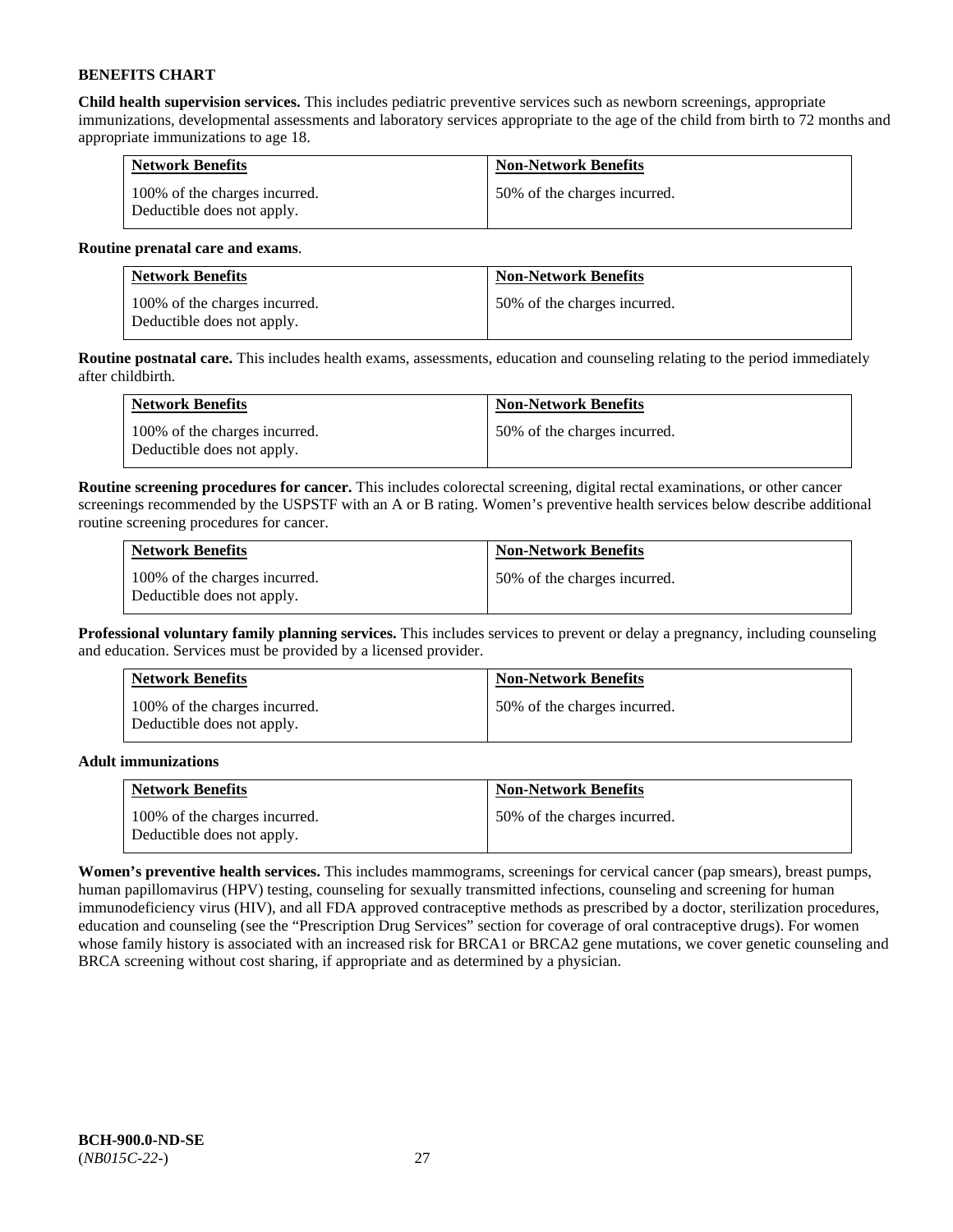**BENEFITS CHART**

**Child health supervision services.** This includes pediatric preventive services such as newborn screenings, appropriate immunizations, developmental assessments and laboratory services appropriate to the age of the child from birth to 72 months and appropriate immunizations to age 18.

| Network Benefits | Non-Network Benefits |
|---|---|
| 100% of the charges incurred. Deductible does not apply. | 50% of the charges incurred. |

**Routine prenatal care and exams**.

| Network Benefits | Non-Network Benefits |
|---|---|
| 100% of the charges incurred. Deductible does not apply. | 50% of the charges incurred. |

**Routine postnatal care.** This includes health exams, assessments, education and counseling relating to the period immediately after childbirth.

| Network Benefits | Non-Network Benefits |
|---|---|
| 100% of the charges incurred. Deductible does not apply. | 50% of the charges incurred. |

**Routine screening procedures for cancer.** This includes colorectal screening, digital rectal examinations, or other cancer screenings recommended by the USPSTF with an A or B rating. Women's preventive health services below describe additional routine screening procedures for cancer.

| Network Benefits | Non-Network Benefits |
|---|---|
| 100% of the charges incurred. Deductible does not apply. | 50% of the charges incurred. |

**Professional voluntary family planning services.** This includes services to prevent or delay a pregnancy, including counseling and education. Services must be provided by a licensed provider.

| Network Benefits | Non-Network Benefits |
|---|---|
| 100% of the charges incurred. Deductible does not apply. | 50% of the charges incurred. |

**Adult immunizations**

| Network Benefits | Non-Network Benefits |
|---|---|
| 100% of the charges incurred. Deductible does not apply. | 50% of the charges incurred. |

**Women's preventive health services.** This includes mammograms, screenings for cervical cancer (pap smears), breast pumps, human papillomavirus (HPV) testing, counseling for sexually transmitted infections, counseling and screening for human immunodeficiency virus (HIV), and all FDA approved contraceptive methods as prescribed by a doctor, sterilization procedures, education and counseling (see the "Prescription Drug Services" section for coverage of oral contraceptive drugs). For women whose family history is associated with an increased risk for BRCA1 or BRCA2 gene mutations, we cover genetic counseling and BRCA screening without cost sharing, if appropriate and as determined by a physician.

**BCH-900.0-ND-SE**
(*NB015C-22-*)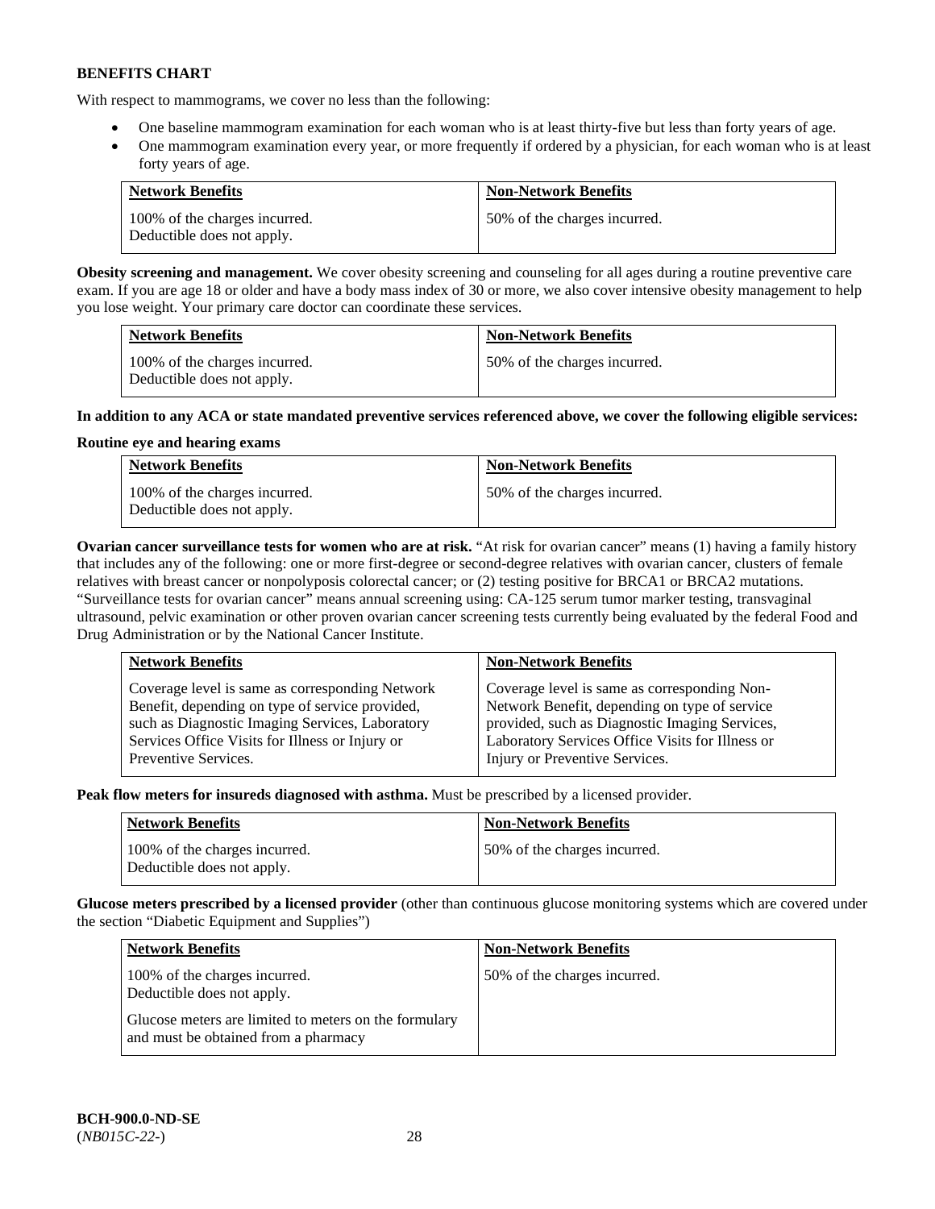**BENEFITS CHART**

With respect to mammograms, we cover no less than the following:

- One baseline mammogram examination for each woman who is at least thirty-five but less than forty years of age.
- One mammogram examination every year, or more frequently if ordered by a physician, for each woman who is at least forty years of age.

| Network Benefits | Non-Network Benefits |
|---|---|
| 100% of the charges incurred. Deductible does not apply. | 50% of the charges incurred. |

**Obesity screening and management.** We cover obesity screening and counseling for all ages during a routine preventive care exam. If you are age 18 or older and have a body mass index of 30 or more, we also cover intensive obesity management to help you lose weight. Your primary care doctor can coordinate these services.

| Network Benefits | Non-Network Benefits |
|---|---|
| 100% of the charges incurred. Deductible does not apply. | 50% of the charges incurred. |

**In addition to any ACA or state mandated preventive services referenced above, we cover the following eligible services:**

**Routine eye and hearing exams**

| Network Benefits | Non-Network Benefits |
|---|---|
| 100% of the charges incurred. Deductible does not apply. | 50% of the charges incurred. |

**Ovarian cancer surveillance tests for women who are at risk.** "At risk for ovarian cancer" means (1) having a family history that includes any of the following: one or more first-degree or second-degree relatives with ovarian cancer, clusters of female relatives with breast cancer or nonpolyposis colorectal cancer; or (2) testing positive for BRCA1 or BRCA2 mutations. "Surveillance tests for ovarian cancer" means annual screening using: CA-125 serum tumor marker testing, transvaginal ultrasound, pelvic examination or other proven ovarian cancer screening tests currently being evaluated by the federal Food and Drug Administration or by the National Cancer Institute.

| Network Benefits | Non-Network Benefits |
|---|---|
| Coverage level is same as corresponding Network Benefit, depending on type of service provided, such as Diagnostic Imaging Services, Laboratory Services Office Visits for Illness or Injury or Preventive Services. | Coverage level is same as corresponding Non-Network Benefit, depending on type of service provided, such as Diagnostic Imaging Services, Laboratory Services Office Visits for Illness or Injury or Preventive Services. |

**Peak flow meters for insureds diagnosed with asthma.** Must be prescribed by a licensed provider.

| Network Benefits | Non-Network Benefits |
|---|---|
| 100% of the charges incurred. Deductible does not apply. | 50% of the charges incurred. |

**Glucose meters prescribed by a licensed provider** (other than continuous glucose monitoring systems which are covered under the section "Diabetic Equipment and Supplies")

| Network Benefits | Non-Network Benefits |
|---|---|
| 100% of the charges incurred. Deductible does not apply. Glucose meters are limited to meters on the formulary and must be obtained from a pharmacy | 50% of the charges incurred. |

**BCH-900.0-ND-SE**
(*NB015C-22-*)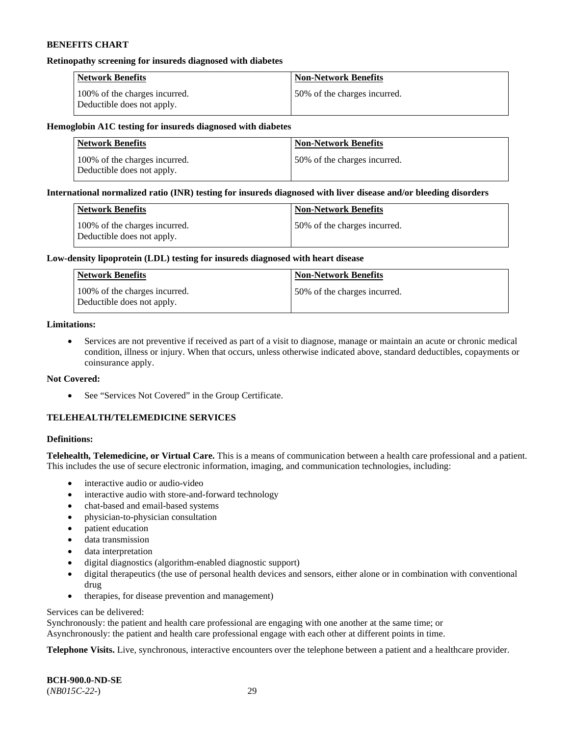**BENEFITS CHART**

**Retinopathy screening for insureds diagnosed with diabetes**

| Network Benefits | Non-Network Benefits |
|---|---|
| 100% of the charges incurred. Deductible does not apply. | 50% of the charges incurred. |

**Hemoglobin A1C testing for insureds diagnosed with diabetes**

| Network Benefits | Non-Network Benefits |
|---|---|
| 100% of the charges incurred. Deductible does not apply. | 50% of the charges incurred. |

**International normalized ratio (INR) testing for insureds diagnosed with liver disease and/or bleeding disorders**

| Network Benefits | Non-Network Benefits |
|---|---|
| 100% of the charges incurred. Deductible does not apply. | 50% of the charges incurred. |

**Low-density lipoprotein (LDL) testing for insureds diagnosed with heart disease**

| Network Benefits | Non-Network Benefits |
|---|---|
| 100% of the charges incurred. Deductible does not apply. | 50% of the charges incurred. |

**Limitations:**

- Services are not preventive if received as part of a visit to diagnose, manage or maintain an acute or chronic medical condition, illness or injury. When that occurs, unless otherwise indicated above, standard deductibles, copayments or coinsurance apply.

**Not Covered:**

- See "Services Not Covered" in the Group Certificate.

**TELEHEALTH/TELEMEDICINE SERVICES**

**Definitions:**

**Telehealth, Telemedicine, or Virtual Care.** This is a means of communication between a health care professional and a patient. This includes the use of secure electronic information, imaging, and communication technologies, including:

- interactive audio or audio-video
- interactive audio with store-and-forward technology
- chat-based and email-based systems
- physician-to-physician consultation
- patient education
- data transmission
- data interpretation
- digital diagnostics (algorithm-enabled diagnostic support)
- digital therapeutics (the use of personal health devices and sensors, either alone or in combination with conventional drug
- therapies, for disease prevention and management)

Services can be delivered:
Synchronously: the patient and health care professional are engaging with one another at the same time; or
Asynchronously: the patient and health care professional engage with each other at different points in time.

**Telephone Visits.** Live, synchronous, interactive encounters over the telephone between a patient and a healthcare provider.

**BCH-900.0-ND-SE**
(*NB015C-22-*)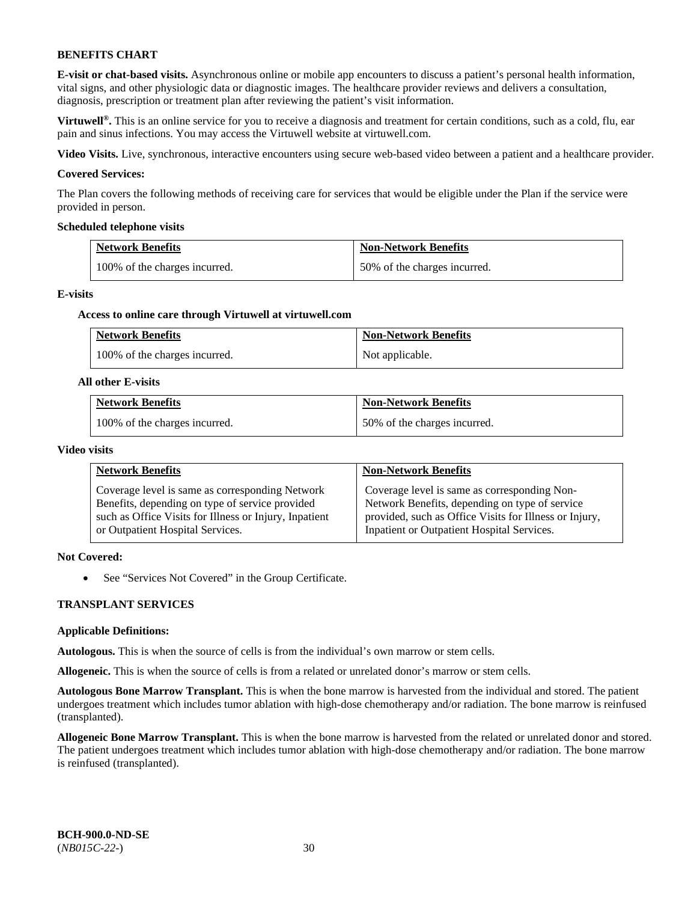**BENEFITS CHART**

**E-visit or chat-based visits.** Asynchronous online or mobile app encounters to discuss a patient's personal health information, vital signs, and other physiologic data or diagnostic images. The healthcare provider reviews and delivers a consultation, diagnosis, prescription or treatment plan after reviewing the patient's visit information.

**Virtuwell®.** This is an online service for you to receive a diagnosis and treatment for certain conditions, such as a cold, flu, ear pain and sinus infections. You may access the Virtuwell website at virtuwell.com.

**Video Visits.** Live, synchronous, interactive encounters using secure web-based video between a patient and a healthcare provider.

**Covered Services:**

The Plan covers the following methods of receiving care for services that would be eligible under the Plan if the service were provided in person.

**Scheduled telephone visits**

| Network Benefits | Non-Network Benefits |
|---|---|
| 100% of the charges incurred. | 50% of the charges incurred. |

**E-visits**

**Access to online care through Virtuwell at virtuwell.com**

| Network Benefits | Non-Network Benefits |
|---|---|
| 100% of the charges incurred. | Not applicable. |

**All other E-visits**

| Network Benefits | Non-Network Benefits |
|---|---|
| 100% of the charges incurred. | 50% of the charges incurred. |

**Video visits**

| Network Benefits | Non-Network Benefits |
|---|---|
| Coverage level is same as corresponding Network Benefits, depending on type of service provided such as Office Visits for Illness or Injury, Inpatient or Outpatient Hospital Services. | Coverage level is same as corresponding Non-Network Benefits, depending on type of service provided, such as Office Visits for Illness or Injury, Inpatient or Outpatient Hospital Services. |

**Not Covered:**

- See "Services Not Covered" in the Group Certificate.

**TRANSPLANT SERVICES**

**Applicable Definitions:**

**Autologous.** This is when the source of cells is from the individual's own marrow or stem cells.

**Allogeneic.** This is when the source of cells is from a related or unrelated donor's marrow or stem cells.

**Autologous Bone Marrow Transplant.** This is when the bone marrow is harvested from the individual and stored. The patient undergoes treatment which includes tumor ablation with high-dose chemotherapy and/or radiation. The bone marrow is reinfused (transplanted).

**Allogeneic Bone Marrow Transplant.** This is when the bone marrow is harvested from the related or unrelated donor and stored. The patient undergoes treatment which includes tumor ablation with high-dose chemotherapy and/or radiation. The bone marrow is reinfused (transplanted).

**BCH-900.0-ND-SE**
(*NB015C-22-*)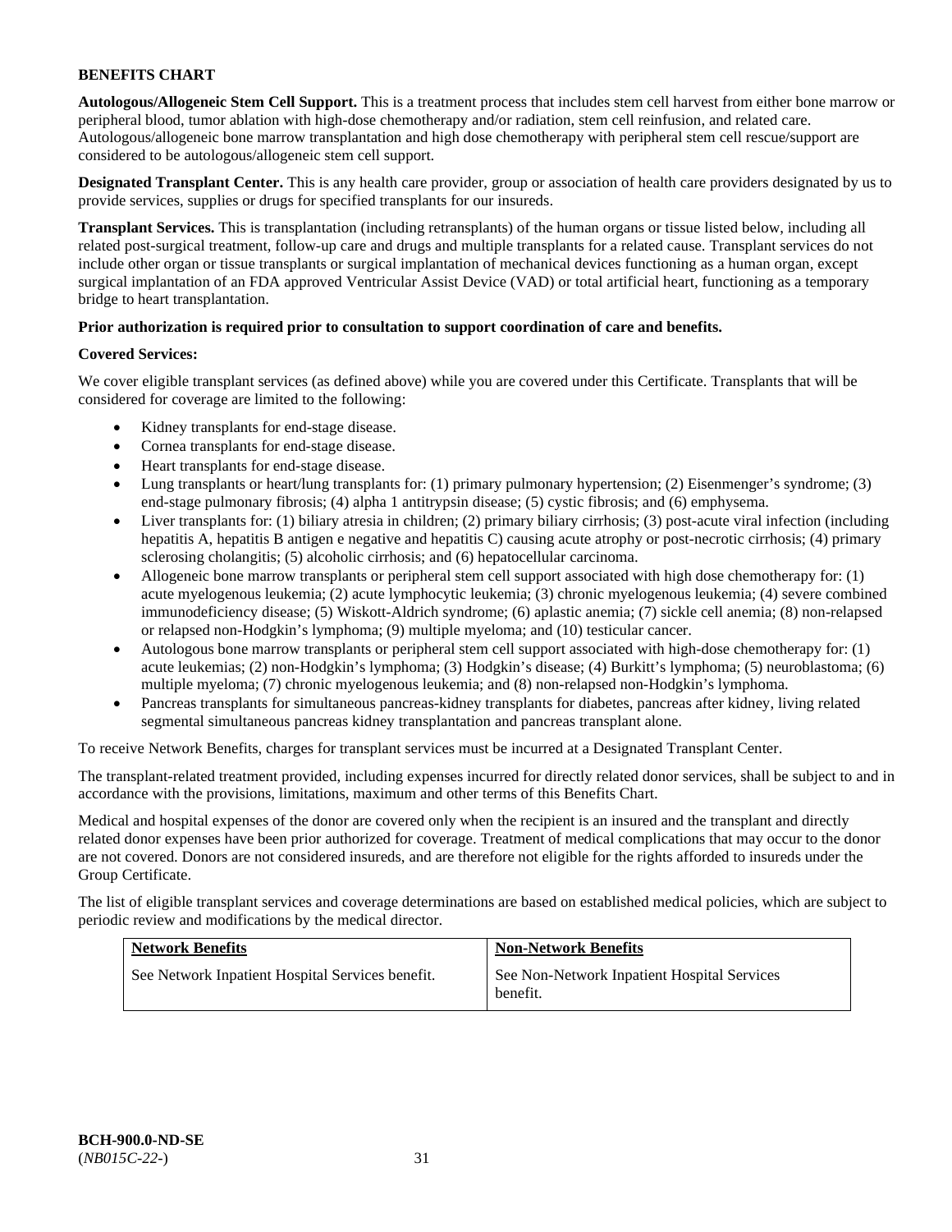**BENEFITS CHART**

**Autologous/Allogeneic Stem Cell Support.** This is a treatment process that includes stem cell harvest from either bone marrow or peripheral blood, tumor ablation with high-dose chemotherapy and/or radiation, stem cell reinfusion, and related care. Autologous/allogeneic bone marrow transplantation and high dose chemotherapy with peripheral stem cell rescue/support are considered to be autologous/allogeneic stem cell support.

**Designated Transplant Center.** This is any health care provider, group or association of health care providers designated by us to provide services, supplies or drugs for specified transplants for our insureds.

**Transplant Services.** This is transplantation (including retransplants) of the human organs or tissue listed below, including all related post-surgical treatment, follow-up care and drugs and multiple transplants for a related cause. Transplant services do not include other organ or tissue transplants or surgical implantation of mechanical devices functioning as a human organ, except surgical implantation of an FDA approved Ventricular Assist Device (VAD) or total artificial heart, functioning as a temporary bridge to heart transplantation.

**Prior authorization is required prior to consultation to support coordination of care and benefits.**

**Covered Services:**

We cover eligible transplant services (as defined above) while you are covered under this Certificate. Transplants that will be considered for coverage are limited to the following:

- Kidney transplants for end-stage disease.
- Cornea transplants for end-stage disease.
- Heart transplants for end-stage disease.
- Lung transplants or heart/lung transplants for: (1) primary pulmonary hypertension; (2) Eisenmenger's syndrome; (3) end-stage pulmonary fibrosis; (4) alpha 1 antitrypsin disease; (5) cystic fibrosis; and (6) emphysema.
- Liver transplants for: (1) biliary atresia in children; (2) primary biliary cirrhosis; (3) post-acute viral infection (including hepatitis A, hepatitis B antigen e negative and hepatitis C) causing acute atrophy or post-necrotic cirrhosis; (4) primary sclerosing cholangitis; (5) alcoholic cirrhosis; and (6) hepatocellular carcinoma.
- Allogeneic bone marrow transplants or peripheral stem cell support associated with high dose chemotherapy for: (1) acute myelogenous leukemia; (2) acute lymphocytic leukemia; (3) chronic myelogenous leukemia; (4) severe combined immunodeficiency disease; (5) Wiskott-Aldrich syndrome; (6) aplastic anemia; (7) sickle cell anemia; (8) non-relapsed or relapsed non-Hodgkin's lymphoma; (9) multiple myeloma; and (10) testicular cancer.
- Autologous bone marrow transplants or peripheral stem cell support associated with high-dose chemotherapy for: (1) acute leukemias; (2) non-Hodgkin's lymphoma; (3) Hodgkin's disease; (4) Burkitt's lymphoma; (5) neuroblastoma; (6) multiple myeloma; (7) chronic myelogenous leukemia; and (8) non-relapsed non-Hodgkin's lymphoma.
- Pancreas transplants for simultaneous pancreas-kidney transplants for diabetes, pancreas after kidney, living related segmental simultaneous pancreas kidney transplantation and pancreas transplant alone.

To receive Network Benefits, charges for transplant services must be incurred at a Designated Transplant Center.

The transplant-related treatment provided, including expenses incurred for directly related donor services, shall be subject to and in accordance with the provisions, limitations, maximum and other terms of this Benefits Chart.

Medical and hospital expenses of the donor are covered only when the recipient is an insured and the transplant and directly related donor expenses have been prior authorized for coverage. Treatment of medical complications that may occur to the donor are not covered. Donors are not considered insureds, and are therefore not eligible for the rights afforded to insureds under the Group Certificate.

The list of eligible transplant services and coverage determinations are based on established medical policies, which are subject to periodic review and modifications by the medical director.

| **Network Benefits** | **Non-Network Benefits** |
| --- | --- |
| See Network Inpatient Hospital Services benefit. | See Non-Network Inpatient Hospital Services benefit. |

**BCH-900.0-ND-SE**
(*NB015C-22-*)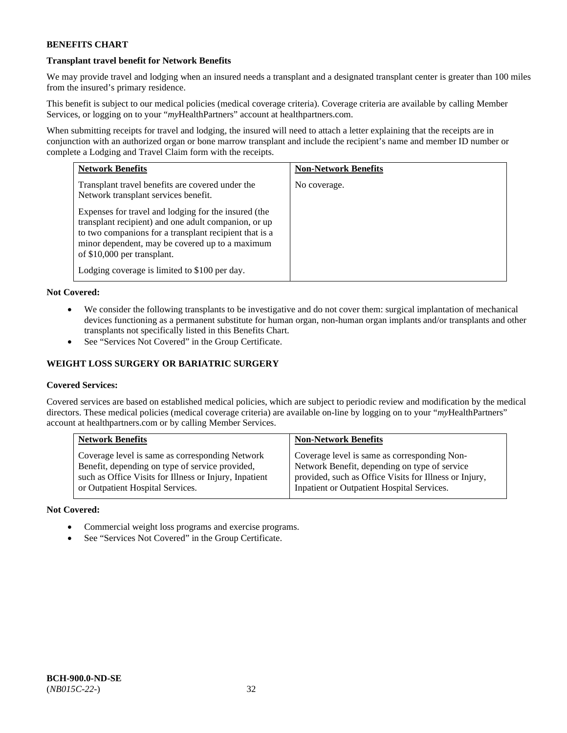**BENEFITS CHART**

**Transplant travel benefit for Network Benefits**

We may provide travel and lodging when an insured needs a transplant and a designated transplant center is greater than 100 miles from the insured's primary residence.

This benefit is subject to our medical policies (medical coverage criteria). Coverage criteria are available by calling Member Services, or logging on to your "*my*HealthPartners" account at healthpartners.com.

When submitting receipts for travel and lodging, the insured will need to attach a letter explaining that the receipts are in conjunction with an authorized organ or bone marrow transplant and include the recipient's name and member ID number or complete a Lodging and Travel Claim form with the receipts.

| Network Benefits | Non-Network Benefits |
|---|---|
| Transplant travel benefits are covered under the Network transplant services benefit.<br><br>Expenses for travel and lodging for the insured (the transplant recipient) and one adult companion, or up to two companions for a transplant recipient that is a minor dependent, may be covered up to a maximum of $10,000 per transplant.<br><br>Lodging coverage is limited to $100 per day. | No coverage. |

**Not Covered:**

- We consider the following transplants to be investigative and do not cover them: surgical implantation of mechanical devices functioning as a permanent substitute for human organ, non-human organ implants and/or transplants and other transplants not specifically listed in this Benefits Chart.
- See "Services Not Covered" in the Group Certificate.

**WEIGHT LOSS SURGERY OR BARIATRIC SURGERY**

**Covered Services:**

Covered services are based on established medical policies, which are subject to periodic review and modification by the medical directors. These medical policies (medical coverage criteria) are available on-line by logging on to your "*my*HealthPartners" account at healthpartners.com or by calling Member Services.

| Network Benefits | Non-Network Benefits |
|---|---|
| Coverage level is same as corresponding Network Benefit, depending on type of service provided, such as Office Visits for Illness or Injury, Inpatient or Outpatient Hospital Services. | Coverage level is same as corresponding Non-Network Benefit, depending on type of service provided, such as Office Visits for Illness or Injury, Inpatient or Outpatient Hospital Services. |

**Not Covered:**

- Commercial weight loss programs and exercise programs.
- See "Services Not Covered" in the Group Certificate.

**BCH-900.0-ND-SE**
(*NB015C-22-*)